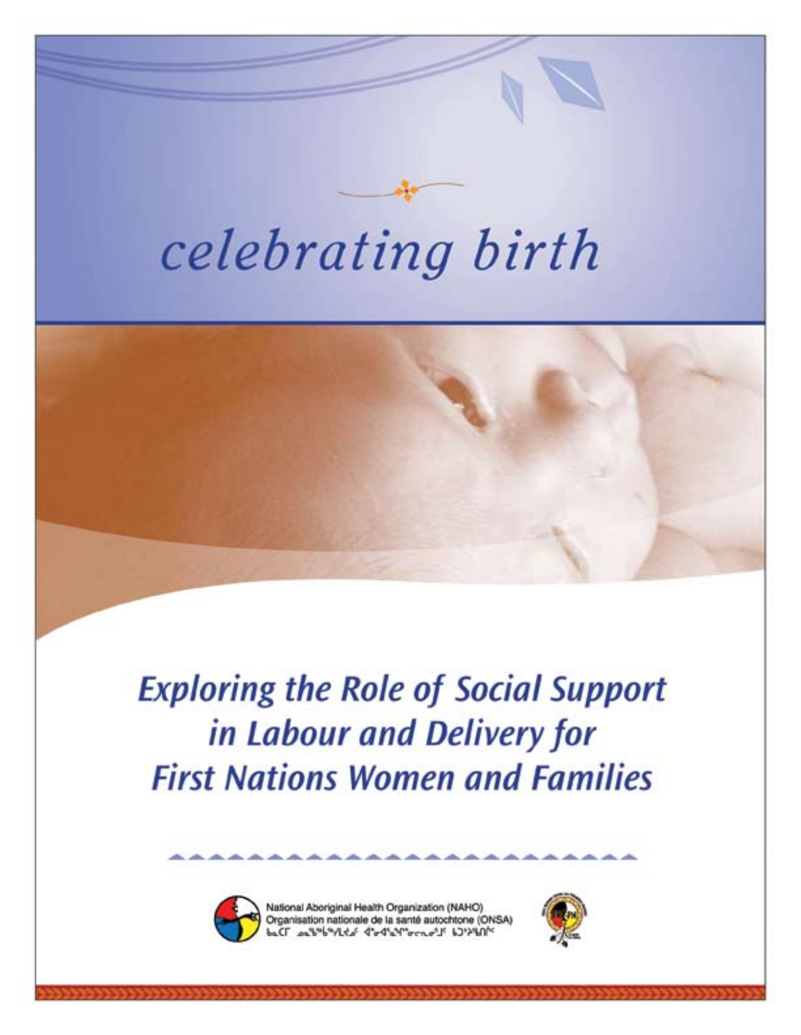# celebrating birth

## Exploring the Role of Social Support in Labour and Delivery for First Nations Women and Families

National Aboriginal Health Organization (NAHO)
Organisation nationale de la santé autochtone (ONSA)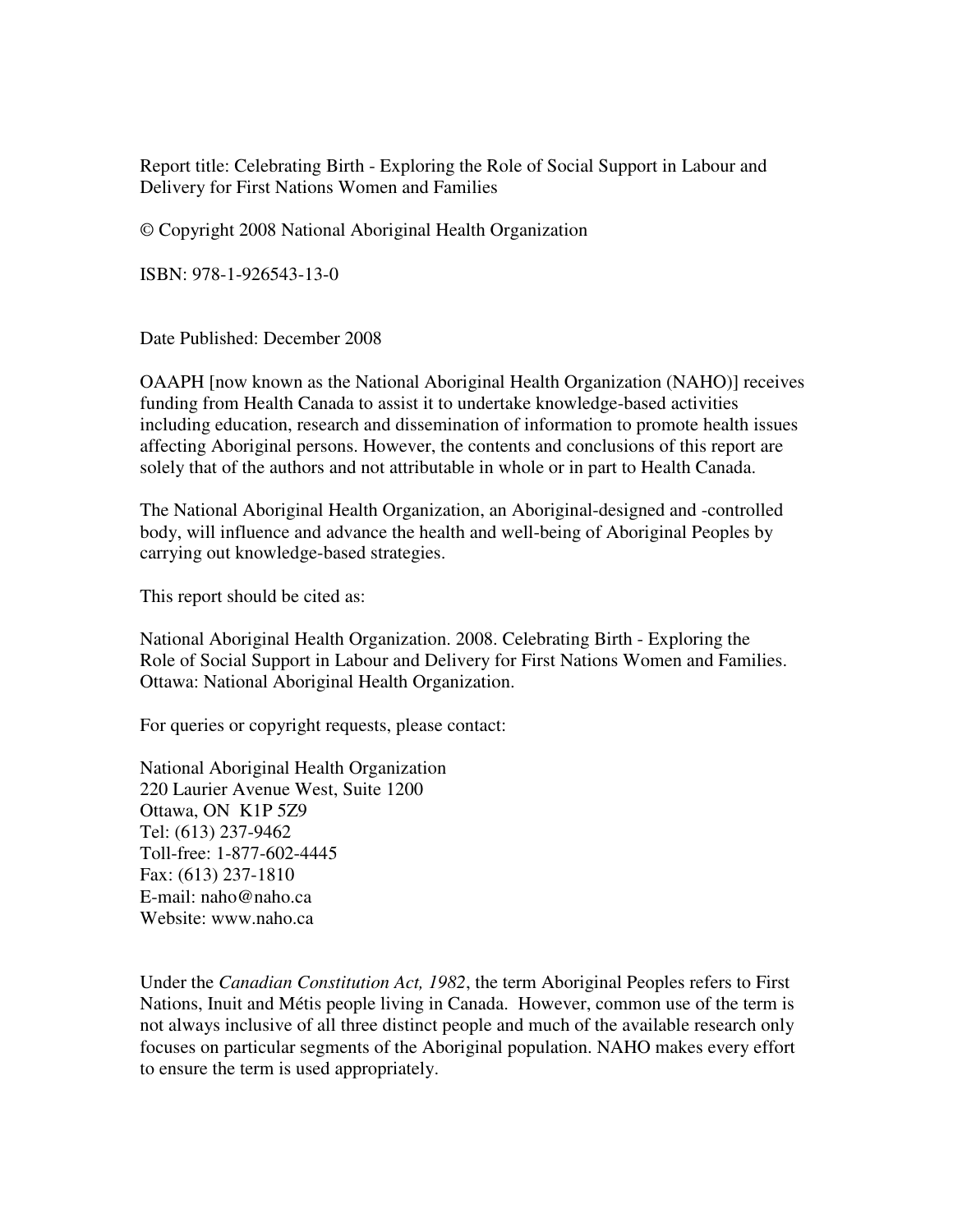Report title: Celebrating Birth - Exploring the Role of Social Support in Labour and Delivery for First Nations Women and Families

© Copyright 2008 National Aboriginal Health Organization

ISBN: 978-1-926543-13-0

Date Published: December 2008

OAAPH [now known as the National Aboriginal Health Organization (NAHO)] receives funding from Health Canada to assist it to undertake knowledge-based activities including education, research and dissemination of information to promote health issues affecting Aboriginal persons. However, the contents and conclusions of this report are solely that of the authors and not attributable in whole or in part to Health Canada.

The National Aboriginal Health Organization, an Aboriginal-designed and -controlled body, will influence and advance the health and well-being of Aboriginal Peoples by carrying out knowledge-based strategies.

This report should be cited as:

National Aboriginal Health Organization. 2008. Celebrating Birth - Exploring the Role of Social Support in Labour and Delivery for First Nations Women and Families. Ottawa: National Aboriginal Health Organization.

For queries or copyright requests, please contact:

National Aboriginal Health Organization
220 Laurier Avenue West, Suite 1200
Ottawa, ON K1P 5Z9
Tel: (613) 237-9462
Toll-free: 1-877-602-4445
Fax: (613) 237-1810
E-mail: naho@naho.ca
Website: www.naho.ca

Under the *Canadian Constitution Act, 1982*, the term Aboriginal Peoples refers to First Nations, Inuit and Métis people living in Canada. However, common use of the term is not always inclusive of all three distinct people and much of the available research only focuses on particular segments of the Aboriginal population. NAHO makes every effort to ensure the term is used appropriately.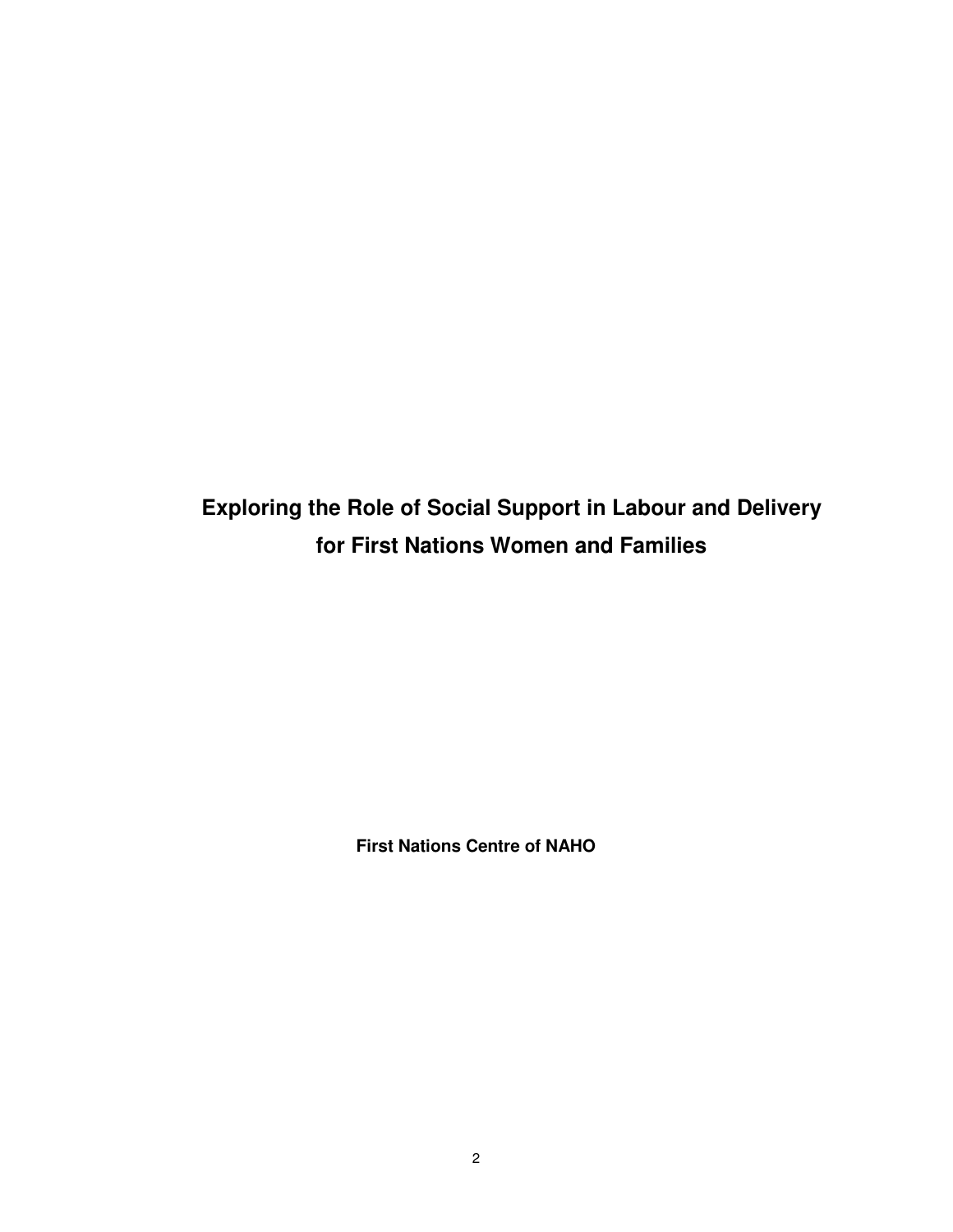# Exploring the Role of Social Support in Labour and Delivery for First Nations Women and Families

**First Nations Centre of NAHO**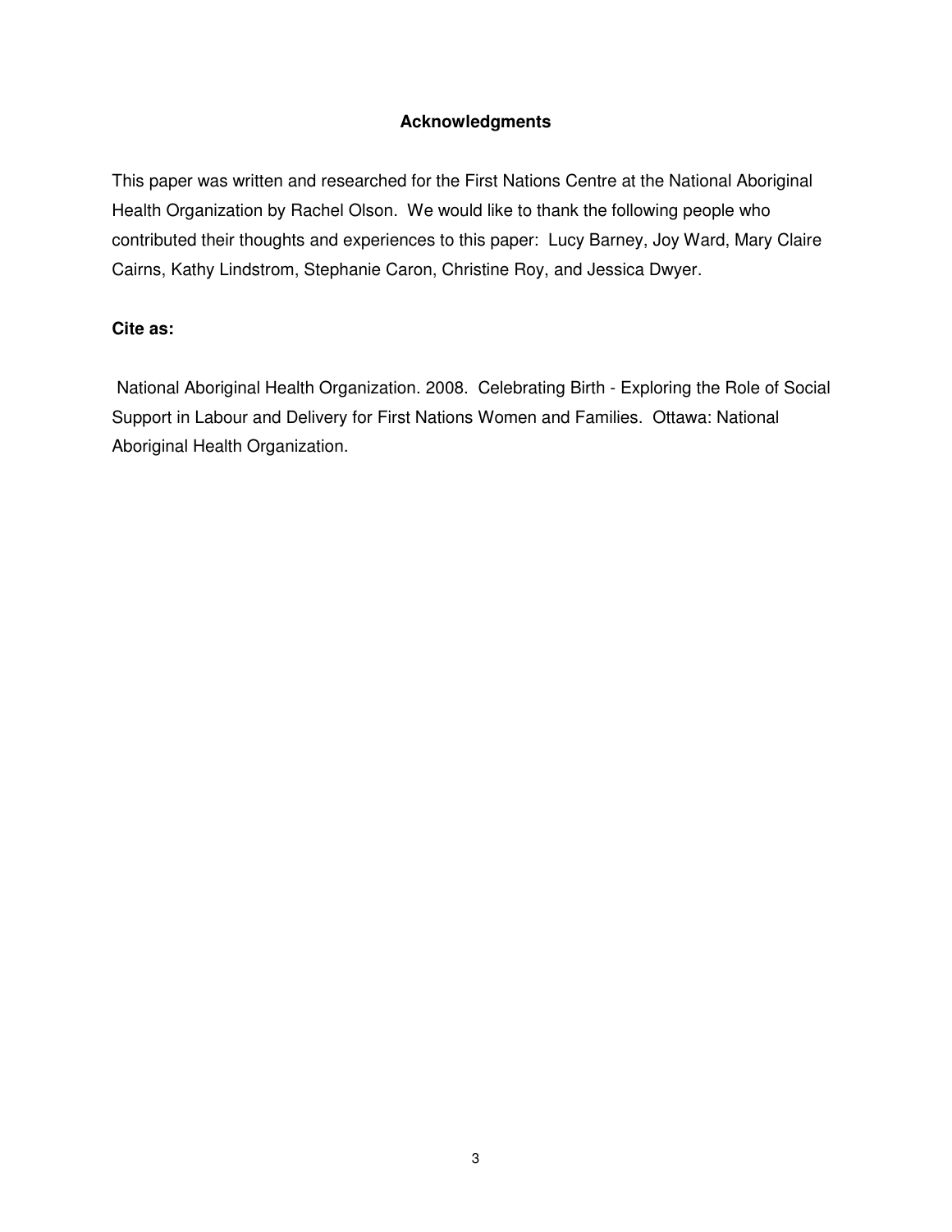## Acknowledgments

This paper was written and researched for the First Nations Centre at the National Aboriginal Health Organization by Rachel Olson. We would like to thank the following people who contributed their thoughts and experiences to this paper: Lucy Barney, Joy Ward, Mary Claire Cairns, Kathy Lindstrom, Stephanie Caron, Christine Roy, and Jessica Dwyer.

**Cite as:**

National Aboriginal Health Organization. 2008. Celebrating Birth - Exploring the Role of Social Support in Labour and Delivery for First Nations Women and Families. Ottawa: National Aboriginal Health Organization.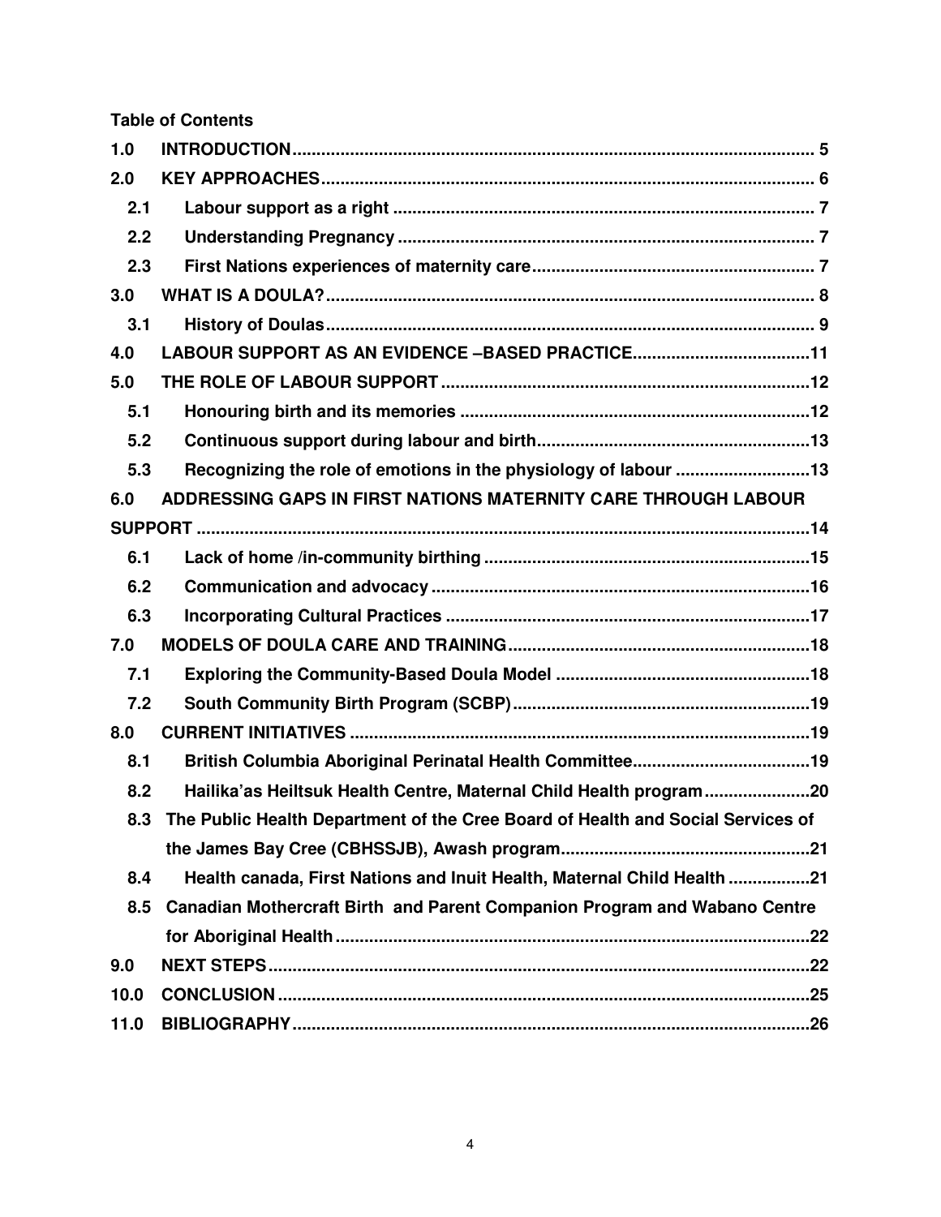**Table of Contents**

| | | |
|---|---|---|
| 1.0 | INTRODUCTION | 5 |
| 2.0 | KEY APPROACHES | 6 |
| 2.1 | Labour support as a right | 7 |
| 2.2 | Understanding Pregnancy | 7 |
| 2.3 | First Nations experiences of maternity care | 7 |
| 3.0 | WHAT IS A DOULA? | 8 |
| 3.1 | History of Doulas | 9 |
| 4.0 | LABOUR SUPPORT AS AN EVIDENCE –BASED PRACTICE | 11 |
| 5.0 | THE ROLE OF LABOUR SUPPORT | 12 |
| 5.1 | Honouring birth and its memories | 12 |
| 5.2 | Continuous support during labour and birth | 13 |
| 5.3 | Recognizing the role of emotions in the physiology of labour | 13 |
| 6.0 | ADDRESSING GAPS IN FIRST NATIONS MATERNITY CARE THROUGH LABOUR SUPPORT | 14 |
| 6.1 | Lack of home /in-community birthing | 15 |
| 6.2 | Communication and advocacy | 16 |
| 6.3 | Incorporating Cultural Practices | 17 |
| 7.0 | MODELS OF DOULA CARE AND TRAINING | 18 |
| 7.1 | Exploring the Community-Based Doula Model | 18 |
| 7.2 | South Community Birth Program (SCBP) | 19 |
| 8.0 | CURRENT INITIATIVES | 19 |
| 8.1 | British Columbia Aboriginal Perinatal Health Committee | 19 |
| 8.2 | Hailika'as Heiltsuk Health Centre, Maternal Child Health program | 20 |
| 8.3 | The Public Health Department of the Cree Board of Health and Social Services of the James Bay Cree (CBHSSJB), Awash program | 21 |
| 8.4 | Health canada, First Nations and Inuit Health, Maternal Child Health | 21 |
| 8.5 | Canadian Mothercraft Birth and Parent Companion Program and Wabano Centre for Aboriginal Health | 22 |
| 9.0 | NEXT STEPS | 22 |
| 10.0 | CONCLUSION | 25 |
| 11.0 | BIBLIOGRAPHY | 26 |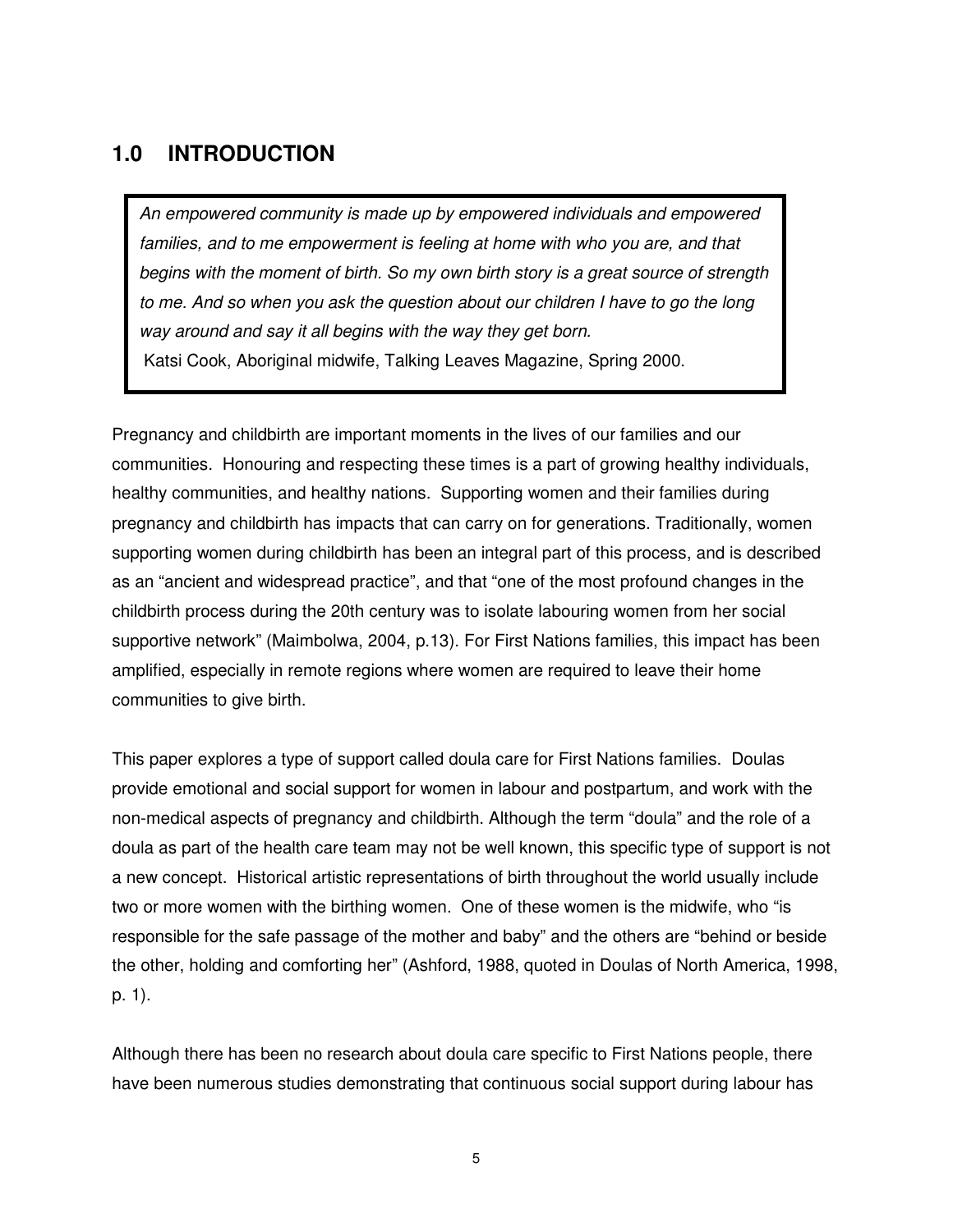## 1.0 INTRODUCTION

> *An empowered community is made up by empowered individuals and empowered families, and to me empowerment is feeling at home with who you are, and that begins with the moment of birth. So my own birth story is a great source of strength to me. And so when you ask the question about our children I have to go the long way around and say it all begins with the way they get born.*
>
> Katsi Cook, Aboriginal midwife, Talking Leaves Magazine, Spring 2000.

Pregnancy and childbirth are important moments in the lives of our families and our communities. Honouring and respecting these times is a part of growing healthy individuals, healthy communities, and healthy nations. Supporting women and their families during pregnancy and childbirth has impacts that can carry on for generations. Traditionally, women supporting women during childbirth has been an integral part of this process, and is described as an "ancient and widespread practice", and that "one of the most profound changes in the childbirth process during the 20th century was to isolate labouring women from her social supportive network" (Maimbolwa, 2004, p.13). For First Nations families, this impact has been amplified, especially in remote regions where women are required to leave their home communities to give birth.

This paper explores a type of support called doula care for First Nations families. Doulas provide emotional and social support for women in labour and postpartum, and work with the non-medical aspects of pregnancy and childbirth. Although the term "doula" and the role of a doula as part of the health care team may not be well known, this specific type of support is not a new concept. Historical artistic representations of birth throughout the world usually include two or more women with the birthing women. One of these women is the midwife, who "is responsible for the safe passage of the mother and baby" and the others are "behind or beside the other, holding and comforting her" (Ashford, 1988, quoted in Doulas of North America, 1998, p. 1).

Although there has been no research about doula care specific to First Nations people, there have been numerous studies demonstrating that continuous social support during labour has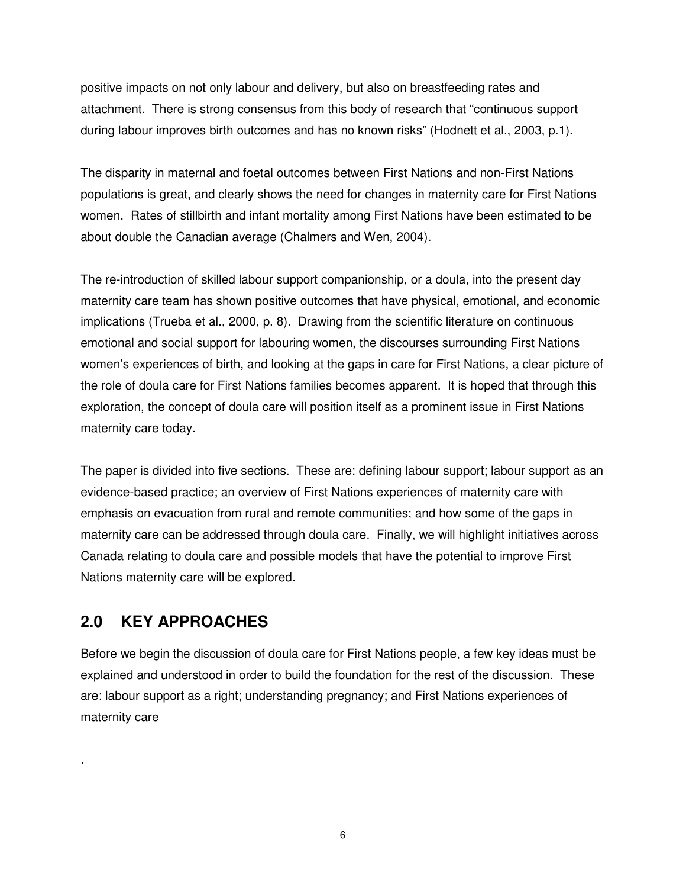positive impacts on not only labour and delivery, but also on breastfeeding rates and attachment. There is strong consensus from this body of research that "continuous support during labour improves birth outcomes and has no known risks" (Hodnett et al., 2003, p.1).

The disparity in maternal and foetal outcomes between First Nations and non-First Nations populations is great, and clearly shows the need for changes in maternity care for First Nations women. Rates of stillbirth and infant mortality among First Nations have been estimated to be about double the Canadian average (Chalmers and Wen, 2004).

The re-introduction of skilled labour support companionship, or a doula, into the present day maternity care team has shown positive outcomes that have physical, emotional, and economic implications (Trueba et al., 2000, p. 8). Drawing from the scientific literature on continuous emotional and social support for labouring women, the discourses surrounding First Nations women's experiences of birth, and looking at the gaps in care for First Nations, a clear picture of the role of doula care for First Nations families becomes apparent. It is hoped that through this exploration, the concept of doula care will position itself as a prominent issue in First Nations maternity care today.

The paper is divided into five sections. These are: defining labour support; labour support as an evidence-based practice; an overview of First Nations experiences of maternity care with emphasis on evacuation from rural and remote communities; and how some of the gaps in maternity care can be addressed through doula care. Finally, we will highlight initiatives across Canada relating to doula care and possible models that have the potential to improve First Nations maternity care will be explored.

## 2.0 KEY APPROACHES

Before we begin the discussion of doula care for First Nations people, a few key ideas must be explained and understood in order to build the foundation for the rest of the discussion. These are: labour support as a right; understanding pregnancy; and First Nations experiences of maternity care

.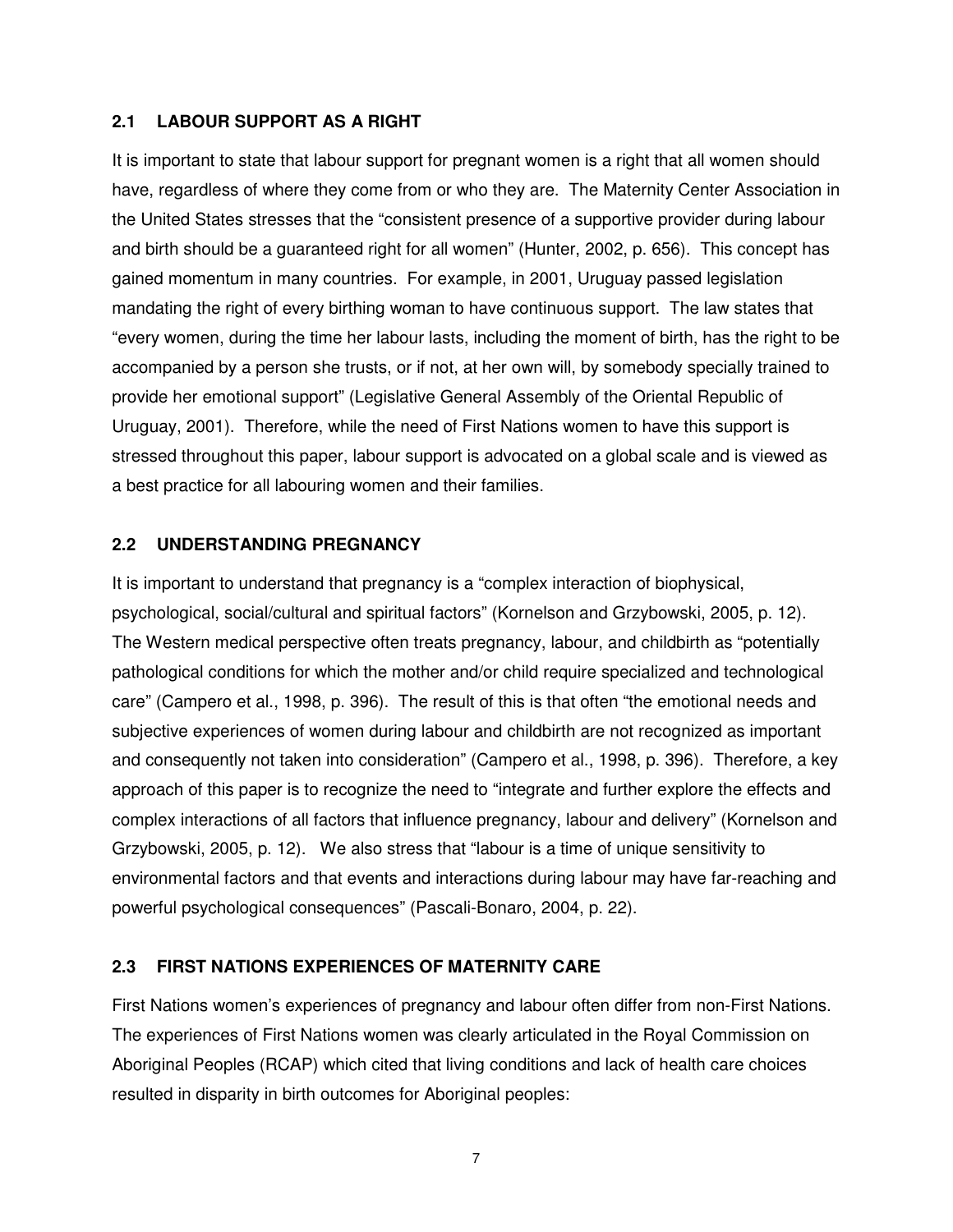## 2.1 LABOUR SUPPORT AS A RIGHT

It is important to state that labour support for pregnant women is a right that all women should have, regardless of where they come from or who they are. The Maternity Center Association in the United States stresses that the "consistent presence of a supportive provider during labour and birth should be a guaranteed right for all women" (Hunter, 2002, p. 656). This concept has gained momentum in many countries. For example, in 2001, Uruguay passed legislation mandating the right of every birthing woman to have continuous support. The law states that "every women, during the time her labour lasts, including the moment of birth, has the right to be accompanied by a person she trusts, or if not, at her own will, by somebody specially trained to provide her emotional support" (Legislative General Assembly of the Oriental Republic of Uruguay, 2001). Therefore, while the need of First Nations women to have this support is stressed throughout this paper, labour support is advocated on a global scale and is viewed as a best practice for all labouring women and their families.

## 2.2 UNDERSTANDING PREGNANCY

It is important to understand that pregnancy is a "complex interaction of biophysical, psychological, social/cultural and spiritual factors" (Kornelson and Grzybowski, 2005, p. 12). The Western medical perspective often treats pregnancy, labour, and childbirth as "potentially pathological conditions for which the mother and/or child require specialized and technological care" (Campero et al., 1998, p. 396). The result of this is that often "the emotional needs and subjective experiences of women during labour and childbirth are not recognized as important and consequently not taken into consideration" (Campero et al., 1998, p. 396). Therefore, a key approach of this paper is to recognize the need to "integrate and further explore the effects and complex interactions of all factors that influence pregnancy, labour and delivery" (Kornelson and Grzybowski, 2005, p. 12). We also stress that "labour is a time of unique sensitivity to environmental factors and that events and interactions during labour may have far-reaching and powerful psychological consequences" (Pascali-Bonaro, 2004, p. 22).

## 2.3 FIRST NATIONS EXPERIENCES OF MATERNITY CARE

First Nations women's experiences of pregnancy and labour often differ from non-First Nations. The experiences of First Nations women was clearly articulated in the Royal Commission on Aboriginal Peoples (RCAP) which cited that living conditions and lack of health care choices resulted in disparity in birth outcomes for Aboriginal peoples: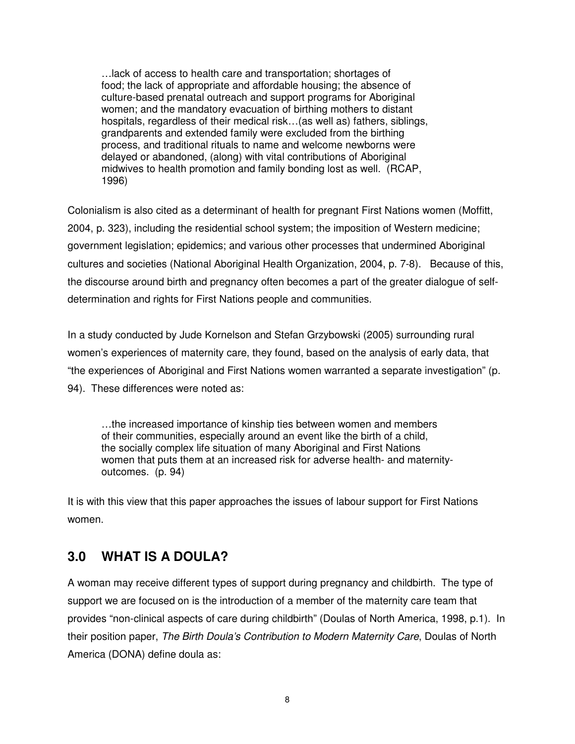> …lack of access to health care and transportation; shortages of food; the lack of appropriate and affordable housing; the absence of culture-based prenatal outreach and support programs for Aboriginal women; and the mandatory evacuation of birthing mothers to distant hospitals, regardless of their medical risk…(as well as) fathers, siblings, grandparents and extended family were excluded from the birthing process, and traditional rituals to name and welcome newborns were delayed or abandoned, (along) with vital contributions of Aboriginal midwives to health promotion and family bonding lost as well. (RCAP, 1996)

Colonialism is also cited as a determinant of health for pregnant First Nations women (Moffitt, 2004, p. 323), including the residential school system; the imposition of Western medicine; government legislation; epidemics; and various other processes that undermined Aboriginal cultures and societies (National Aboriginal Health Organization, 2004, p. 7-8). Because of this, the discourse around birth and pregnancy often becomes a part of the greater dialogue of self-determination and rights for First Nations people and communities.

In a study conducted by Jude Kornelson and Stefan Grzybowski (2005) surrounding rural women's experiences of maternity care, they found, based on the analysis of early data, that "the experiences of Aboriginal and First Nations women warranted a separate investigation" (p. 94). These differences were noted as:

> …the increased importance of kinship ties between women and members of their communities, especially around an event like the birth of a child, the socially complex life situation of many Aboriginal and First Nations women that puts them at an increased risk for adverse health- and maternity-outcomes. (p. 94)

It is with this view that this paper approaches the issues of labour support for First Nations women.

## 3.0 WHAT IS A DOULA?

A woman may receive different types of support during pregnancy and childbirth. The type of support we are focused on is the introduction of a member of the maternity care team that provides "non-clinical aspects of care during childbirth" (Doulas of North America, 1998, p.1). In their position paper, *The Birth Doula's Contribution to Modern Maternity Care*, Doulas of North America (DONA) define doula as: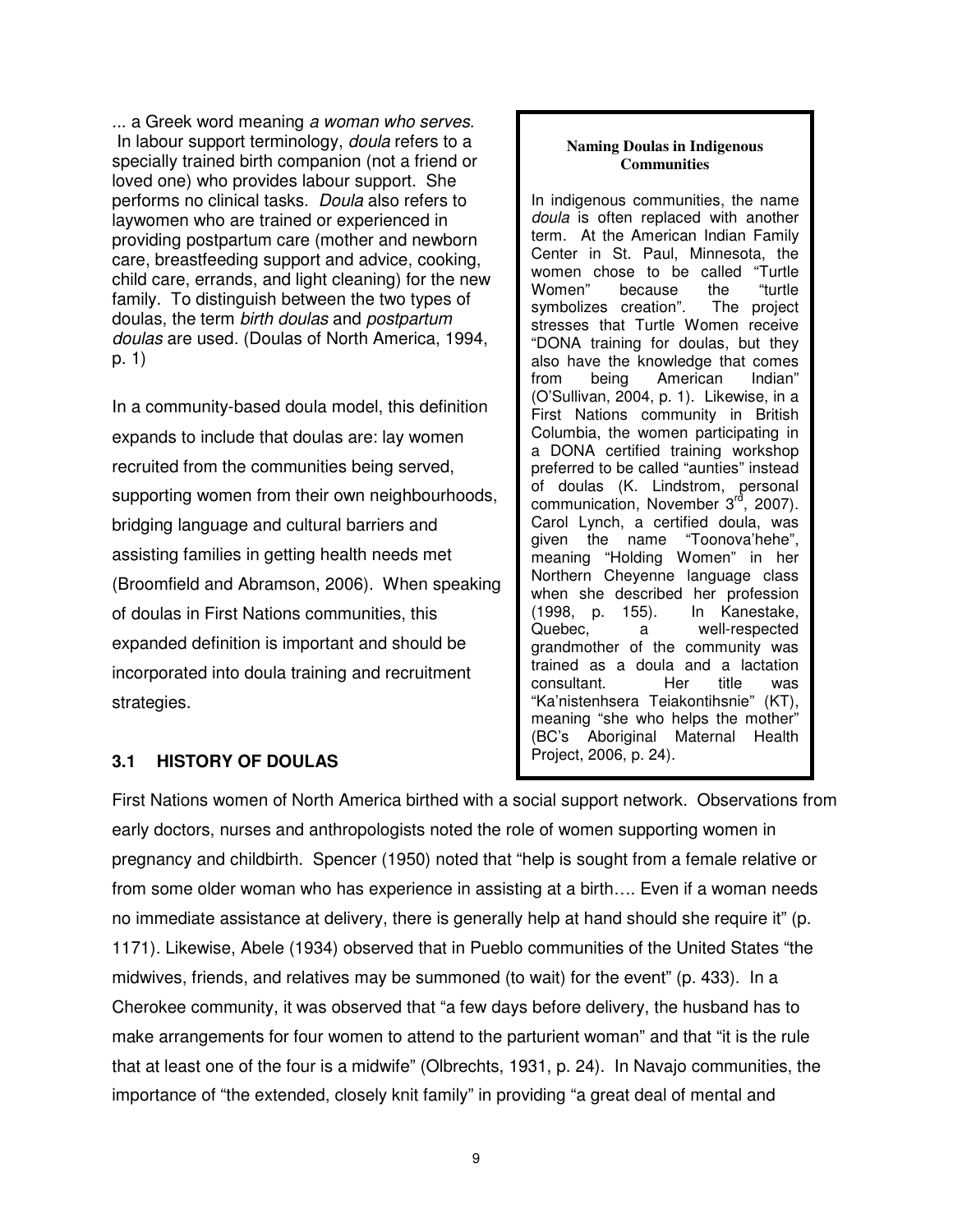... a Greek word meaning *a woman who serves*. In labour support terminology, *doula* refers to a specially trained birth companion (not a friend or loved one) who provides labour support. She performs no clinical tasks. *Doula* also refers to laywomen who are trained or experienced in providing postpartum care (mother and newborn care, breastfeeding support and advice, cooking, child care, errands, and light cleaning) for the new family. To distinguish between the two types of doulas, the term *birth doulas* and *postpartum doulas* are used. (Doulas of North America, 1994, p. 1)

In a community-based doula model, this definition expands to include that doulas are: lay women recruited from the communities being served, supporting women from their own neighbourhoods, bridging language and cultural barriers and assisting families in getting health needs met (Broomfield and Abramson, 2006). When speaking of doulas in First Nations communities, this expanded definition is important and should be incorporated into doula training and recruitment strategies.

> **Naming Doulas in Indigenous Communities**
>
> In indigenous communities, the name *doula* is often replaced with another term. At the American Indian Family Center in St. Paul, Minnesota, the women chose to be called "Turtle Women" because the "turtle symbolizes creation". The project stresses that Turtle Women receive "DONA training for doulas, but they also have the knowledge that comes from being American Indian" (O'Sullivan, 2004, p. 1). Likewise, in a First Nations community in British Columbia, the women participating in a DONA certified training workshop preferred to be called "aunties" instead of doulas (K. Lindstrom, personal communication, November 3rd, 2007). Carol Lynch, a certified doula, was given the name "Toonova'hehe", meaning "Holding Women" in her Northern Cheyenne language class when she described her profession (1998, p. 155). In Kanestake, Quebec, a well-respected grandmother of the community was trained as a doula and a lactation consultant. Her title was "Ka'nistenhsera Teiakontihsnie" (KT), meaning "she who helps the mother" (BC's Aboriginal Maternal Health Project, 2006, p. 24).

## 3.1 HISTORY OF DOULAS

First Nations women of North America birthed with a social support network. Observations from early doctors, nurses and anthropologists noted the role of women supporting women in pregnancy and childbirth. Spencer (1950) noted that "help is sought from a female relative or from some older woman who has experience in assisting at a birth…. Even if a woman needs no immediate assistance at delivery, there is generally help at hand should she require it" (p. 1171). Likewise, Abele (1934) observed that in Pueblo communities of the United States "the midwives, friends, and relatives may be summoned (to wait) for the event" (p. 433). In a Cherokee community, it was observed that "a few days before delivery, the husband has to make arrangements for four women to attend to the parturient woman" and that "it is the rule that at least one of the four is a midwife" (Olbrechts, 1931, p. 24). In Navajo communities, the importance of "the extended, closely knit family" in providing "a great deal of mental and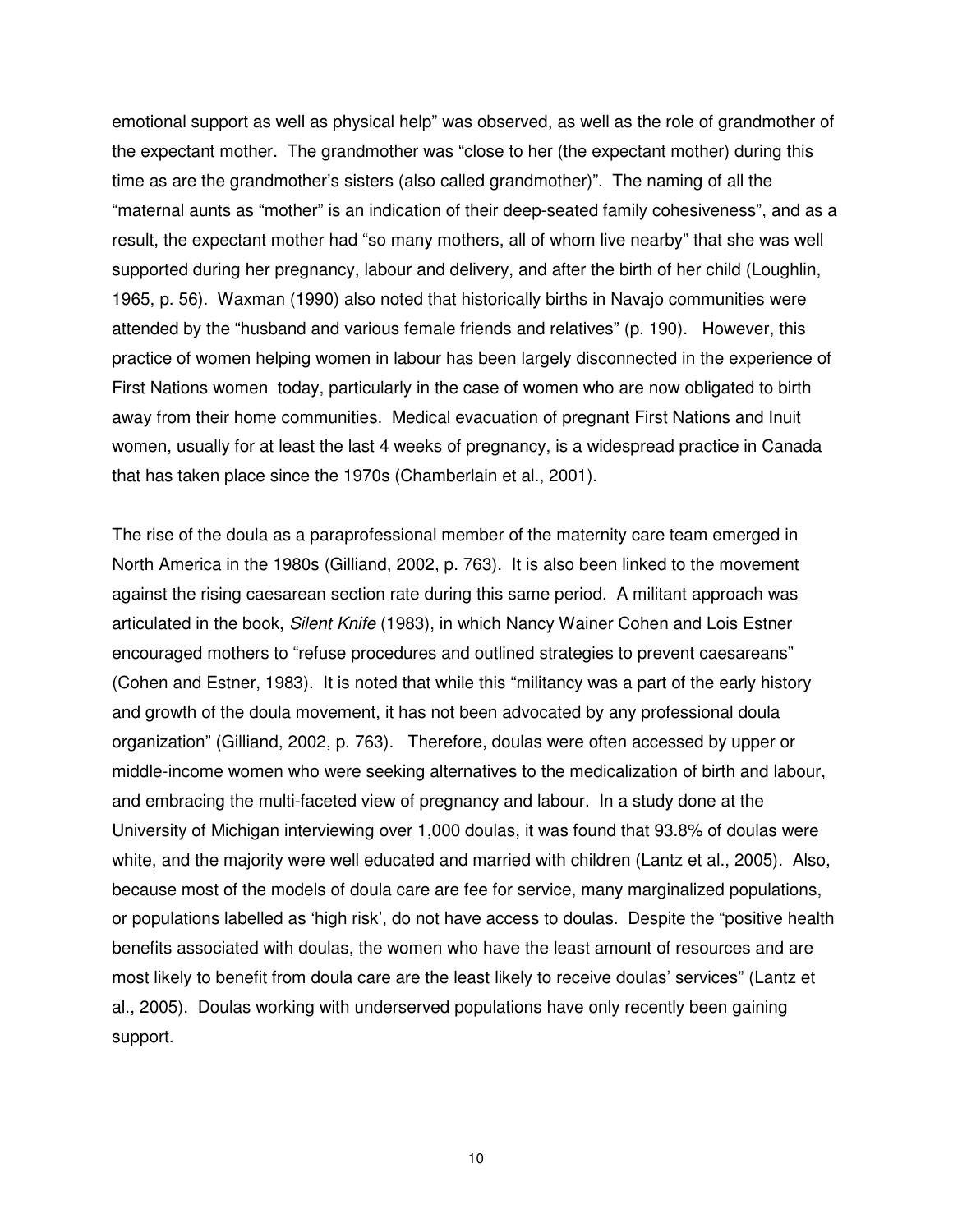emotional support as well as physical help" was observed, as well as the role of grandmother of the expectant mother. The grandmother was "close to her (the expectant mother) during this time as are the grandmother's sisters (also called grandmother)". The naming of all the "maternal aunts as "mother" is an indication of their deep-seated family cohesiveness", and as a result, the expectant mother had "so many mothers, all of whom live nearby" that she was well supported during her pregnancy, labour and delivery, and after the birth of her child (Loughlin, 1965, p. 56). Waxman (1990) also noted that historically births in Navajo communities were attended by the "husband and various female friends and relatives" (p. 190). However, this practice of women helping women in labour has been largely disconnected in the experience of First Nations women today, particularly in the case of women who are now obligated to birth away from their home communities. Medical evacuation of pregnant First Nations and Inuit women, usually for at least the last 4 weeks of pregnancy, is a widespread practice in Canada that has taken place since the 1970s (Chamberlain et al., 2001).

The rise of the doula as a paraprofessional member of the maternity care team emerged in North America in the 1980s (Gilliand, 2002, p. 763). It is also been linked to the movement against the rising caesarean section rate during this same period. A militant approach was articulated in the book, *Silent Knife* (1983), in which Nancy Wainer Cohen and Lois Estner encouraged mothers to "refuse procedures and outlined strategies to prevent caesareans" (Cohen and Estner, 1983). It is noted that while this "militancy was a part of the early history and growth of the doula movement, it has not been advocated by any professional doula organization" (Gilliand, 2002, p. 763). Therefore, doulas were often accessed by upper or middle-income women who were seeking alternatives to the medicalization of birth and labour, and embracing the multi-faceted view of pregnancy and labour. In a study done at the University of Michigan interviewing over 1,000 doulas, it was found that 93.8% of doulas were white, and the majority were well educated and married with children (Lantz et al., 2005). Also, because most of the models of doula care are fee for service, many marginalized populations, or populations labelled as 'high risk', do not have access to doulas. Despite the "positive health benefits associated with doulas, the women who have the least amount of resources and are most likely to benefit from doula care are the least likely to receive doulas' services" (Lantz et al., 2005). Doulas working with underserved populations have only recently been gaining support.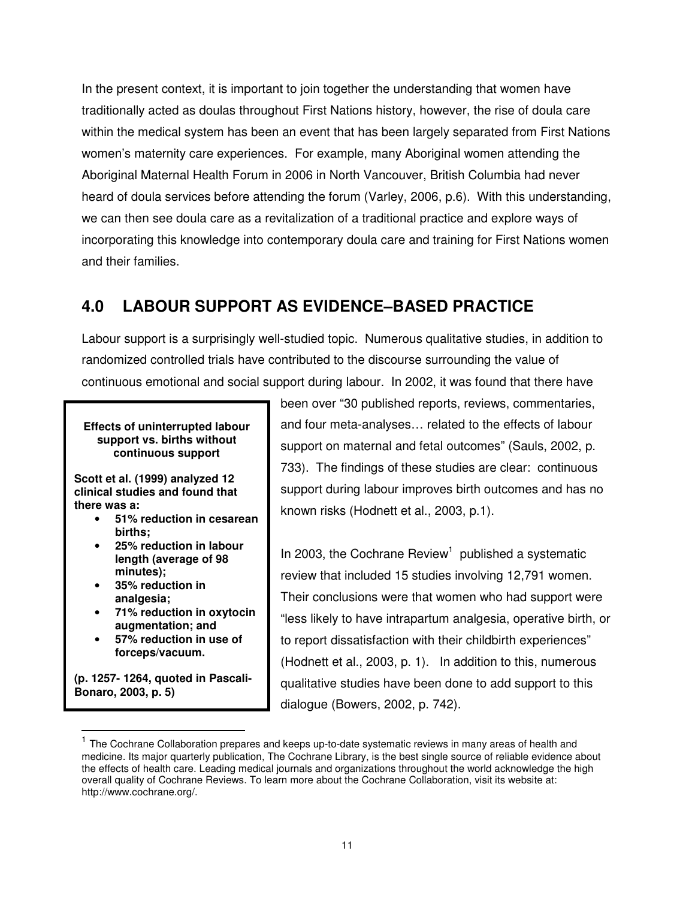In the present context, it is important to join together the understanding that women have traditionally acted as doulas throughout First Nations history, however, the rise of doula care within the medical system has been an event that has been largely separated from First Nations women's maternity care experiences. For example, many Aboriginal women attending the Aboriginal Maternal Health Forum in 2006 in North Vancouver, British Columbia had never heard of doula services before attending the forum (Varley, 2006, p.6). With this understanding, we can then see doula care as a revitalization of a traditional practice and explore ways of incorporating this knowledge into contemporary doula care and training for First Nations women and their families.

## 4.0 LABOUR SUPPORT AS EVIDENCE–BASED PRACTICE

Labour support is a surprisingly well-studied topic. Numerous qualitative studies, in addition to randomized controlled trials have contributed to the discourse surrounding the value of continuous emotional and social support during labour. In 2002, it was found that there have been over "30 published reports, reviews, commentaries, and four meta-analyses… related to the effects of labour support on maternal and fetal outcomes" (Sauls, 2002, p. 733). The findings of these studies are clear: continuous support during labour improves birth outcomes and has no known risks (Hodnett et al., 2003, p.1).

> **Effects of uninterrupted labour support vs. births without continuous support**
>
> **Scott et al. (1999) analyzed 12 clinical studies and found that there was a:**
>
> - **51% reduction in cesarean births;**
> - **25% reduction in labour length (average of 98 minutes);**
> - **35% reduction in analgesia;**
> - **71% reduction in oxytocin augmentation; and**
> - **57% reduction in use of forceps/vacuum.**
>
> **(p. 1257- 1264, quoted in Pascali-Bonaro, 2003, p. 5)**

In 2003, the Cochrane Review[1] published a systematic review that included 15 studies involving 12,791 women. Their conclusions were that women who had support were "less likely to have intrapartum analgesia, operative birth, or to report dissatisfaction with their childbirth experiences" (Hodnett et al., 2003, p. 1). In addition to this, numerous qualitative studies have been done to add support to this dialogue (Bowers, 2002, p. 742).

---

[1] The Cochrane Collaboration prepares and keeps up-to-date systematic reviews in many areas of health and medicine. Its major quarterly publication, The Cochrane Library, is the best single source of reliable evidence about the effects of health care. Leading medical journals and organizations throughout the world acknowledge the high overall quality of Cochrane Reviews. To learn more about the Cochrane Collaboration, visit its website at: http://www.cochrane.org/.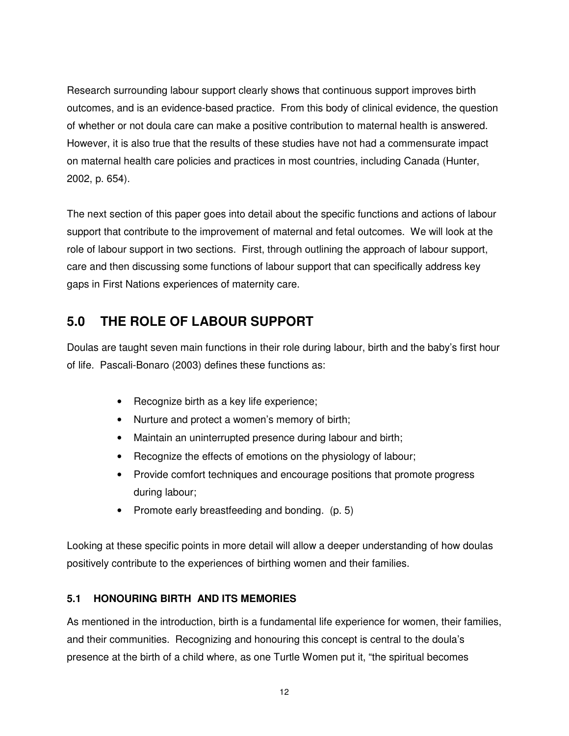Research surrounding labour support clearly shows that continuous support improves birth outcomes, and is an evidence-based practice. From this body of clinical evidence, the question of whether or not doula care can make a positive contribution to maternal health is answered. However, it is also true that the results of these studies have not had a commensurate impact on maternal health care policies and practices in most countries, including Canada (Hunter, 2002, p. 654).

The next section of this paper goes into detail about the specific functions and actions of labour support that contribute to the improvement of maternal and fetal outcomes. We will look at the role of labour support in two sections. First, through outlining the approach of labour support, care and then discussing some functions of labour support that can specifically address key gaps in First Nations experiences of maternity care.

## 5.0 THE ROLE OF LABOUR SUPPORT

Doulas are taught seven main functions in their role during labour, birth and the baby's first hour of life. Pascali-Bonaro (2003) defines these functions as:

- Recognize birth as a key life experience;
- Nurture and protect a women's memory of birth;
- Maintain an uninterrupted presence during labour and birth;
- Recognize the effects of emotions on the physiology of labour;
- Provide comfort techniques and encourage positions that promote progress during labour;
- Promote early breastfeeding and bonding. (p. 5)

Looking at these specific points in more detail will allow a deeper understanding of how doulas positively contribute to the experiences of birthing women and their families.

### 5.1 HONOURING BIRTH AND ITS MEMORIES

As mentioned in the introduction, birth is a fundamental life experience for women, their families, and their communities. Recognizing and honouring this concept is central to the doula's presence at the birth of a child where, as one Turtle Women put it, "the spiritual becomes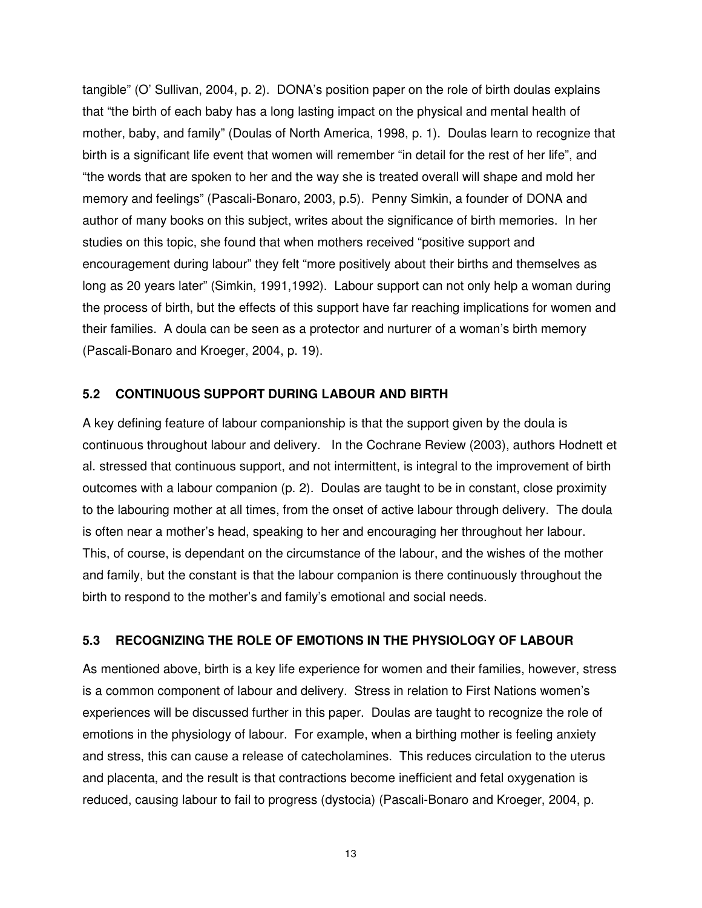tangible" (O' Sullivan, 2004, p. 2). DONA's position paper on the role of birth doulas explains that "the birth of each baby has a long lasting impact on the physical and mental health of mother, baby, and family" (Doulas of North America, 1998, p. 1). Doulas learn to recognize that birth is a significant life event that women will remember "in detail for the rest of her life", and "the words that are spoken to her and the way she is treated overall will shape and mold her memory and feelings" (Pascali-Bonaro, 2003, p.5). Penny Simkin, a founder of DONA and author of many books on this subject, writes about the significance of birth memories. In her studies on this topic, she found that when mothers received "positive support and encouragement during labour" they felt "more positively about their births and themselves as long as 20 years later" (Simkin, 1991,1992). Labour support can not only help a woman during the process of birth, but the effects of this support have far reaching implications for women and their families. A doula can be seen as a protector and nurturer of a woman's birth memory (Pascali-Bonaro and Kroeger, 2004, p. 19).

### 5.2 CONTINUOUS SUPPORT DURING LABOUR AND BIRTH

A key defining feature of labour companionship is that the support given by the doula is continuous throughout labour and delivery. In the Cochrane Review (2003), authors Hodnett et al. stressed that continuous support, and not intermittent, is integral to the improvement of birth outcomes with a labour companion (p. 2). Doulas are taught to be in constant, close proximity to the labouring mother at all times, from the onset of active labour through delivery. The doula is often near a mother's head, speaking to her and encouraging her throughout her labour. This, of course, is dependant on the circumstance of the labour, and the wishes of the mother and family, but the constant is that the labour companion is there continuously throughout the birth to respond to the mother's and family's emotional and social needs.

### 5.3 RECOGNIZING THE ROLE OF EMOTIONS IN THE PHYSIOLOGY OF LABOUR

As mentioned above, birth is a key life experience for women and their families, however, stress is a common component of labour and delivery. Stress in relation to First Nations women's experiences will be discussed further in this paper. Doulas are taught to recognize the role of emotions in the physiology of labour. For example, when a birthing mother is feeling anxiety and stress, this can cause a release of catecholamines. This reduces circulation to the uterus and placenta, and the result is that contractions become inefficient and fetal oxygenation is reduced, causing labour to fail to progress (dystocia) (Pascali-Bonaro and Kroeger, 2004, p.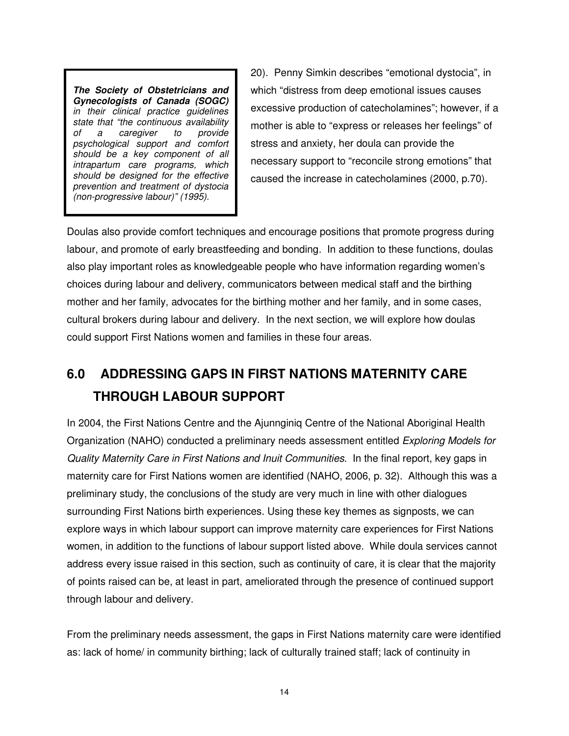> ***The Society of Obstetricians and Gynecologists of Canada (SOGC)*** *in their clinical practice guidelines state that "the continuous availability of a caregiver to provide psychological support and comfort should be a key component of all intrapartum care programs, which should be designed for the effective prevention and treatment of dystocia (non-progressive labour)" (1995).*

20). Penny Simkin describes "emotional dystocia", in which "distress from deep emotional issues causes excessive production of catecholamines"; however, if a mother is able to "express or releases her feelings" of stress and anxiety, her doula can provide the necessary support to "reconcile strong emotions" that caused the increase in catecholamines (2000, p.70).

Doulas also provide comfort techniques and encourage positions that promote progress during labour, and promote of early breastfeeding and bonding. In addition to these functions, doulas also play important roles as knowledgeable people who have information regarding women's choices during labour and delivery, communicators between medical staff and the birthing mother and her family, advocates for the birthing mother and her family, and in some cases, cultural brokers during labour and delivery. In the next section, we will explore how doulas could support First Nations women and families in these four areas.

## 6.0 ADDRESSING GAPS IN FIRST NATIONS MATERNITY CARE THROUGH LABOUR SUPPORT

In 2004, the First Nations Centre and the Ajunnginiq Centre of the National Aboriginal Health Organization (NAHO) conducted a preliminary needs assessment entitled *Exploring Models for Quality Maternity Care in First Nations and Inuit Communities*. In the final report, key gaps in maternity care for First Nations women are identified (NAHO, 2006, p. 32). Although this was a preliminary study, the conclusions of the study are very much in line with other dialogues surrounding First Nations birth experiences. Using these key themes as signposts, we can explore ways in which labour support can improve maternity care experiences for First Nations women, in addition to the functions of labour support listed above. While doula services cannot address every issue raised in this section, such as continuity of care, it is clear that the majority of points raised can be, at least in part, ameliorated through the presence of continued support through labour and delivery.

From the preliminary needs assessment, the gaps in First Nations maternity care were identified as: lack of home/ in community birthing; lack of culturally trained staff; lack of continuity in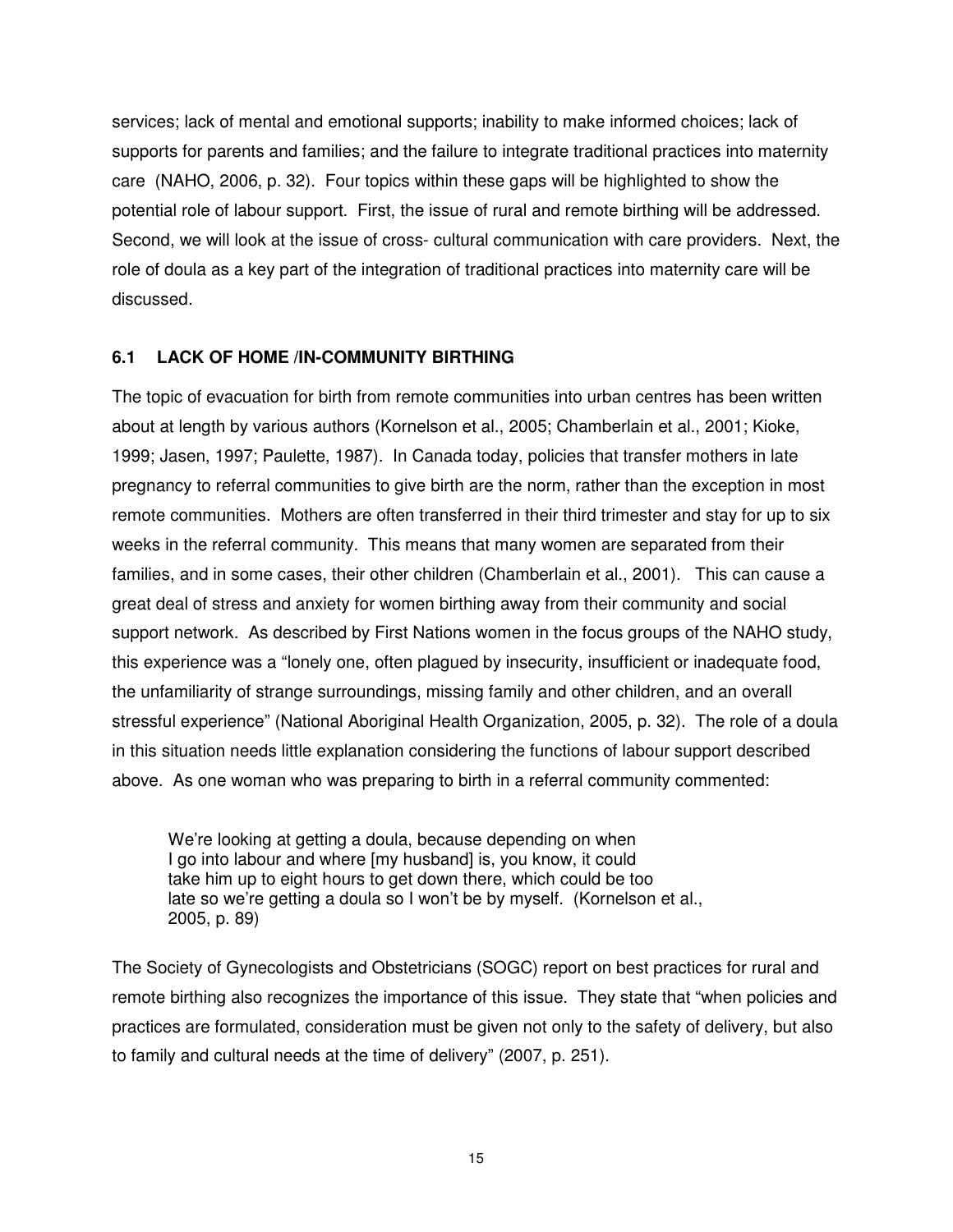services; lack of mental and emotional supports; inability to make informed choices; lack of supports for parents and families; and the failure to integrate traditional practices into maternity care (NAHO, 2006, p. 32). Four topics within these gaps will be highlighted to show the potential role of labour support. First, the issue of rural and remote birthing will be addressed. Second, we will look at the issue of cross- cultural communication with care providers. Next, the role of doula as a key part of the integration of traditional practices into maternity care will be discussed.

### 6.1 LACK OF HOME /IN-COMMUNITY BIRTHING

The topic of evacuation for birth from remote communities into urban centres has been written about at length by various authors (Kornelson et al., 2005; Chamberlain et al., 2001; Kioke, 1999; Jasen, 1997; Paulette, 1987). In Canada today, policies that transfer mothers in late pregnancy to referral communities to give birth are the norm, rather than the exception in most remote communities. Mothers are often transferred in their third trimester and stay for up to six weeks in the referral community. This means that many women are separated from their families, and in some cases, their other children (Chamberlain et al., 2001). This can cause a great deal of stress and anxiety for women birthing away from their community and social support network. As described by First Nations women in the focus groups of the NAHO study, this experience was a "lonely one, often plagued by insecurity, insufficient or inadequate food, the unfamiliarity of strange surroundings, missing family and other children, and an overall stressful experience" (National Aboriginal Health Organization, 2005, p. 32). The role of a doula in this situation needs little explanation considering the functions of labour support described above. As one woman who was preparing to birth in a referral community commented:

> We're looking at getting a doula, because depending on when I go into labour and where [my husband] is, you know, it could take him up to eight hours to get down there, which could be too late so we're getting a doula so I won't be by myself. (Kornelson et al., 2005, p. 89)

The Society of Gynecologists and Obstetricians (SOGC) report on best practices for rural and remote birthing also recognizes the importance of this issue. They state that "when policies and practices are formulated, consideration must be given not only to the safety of delivery, but also to family and cultural needs at the time of delivery" (2007, p. 251).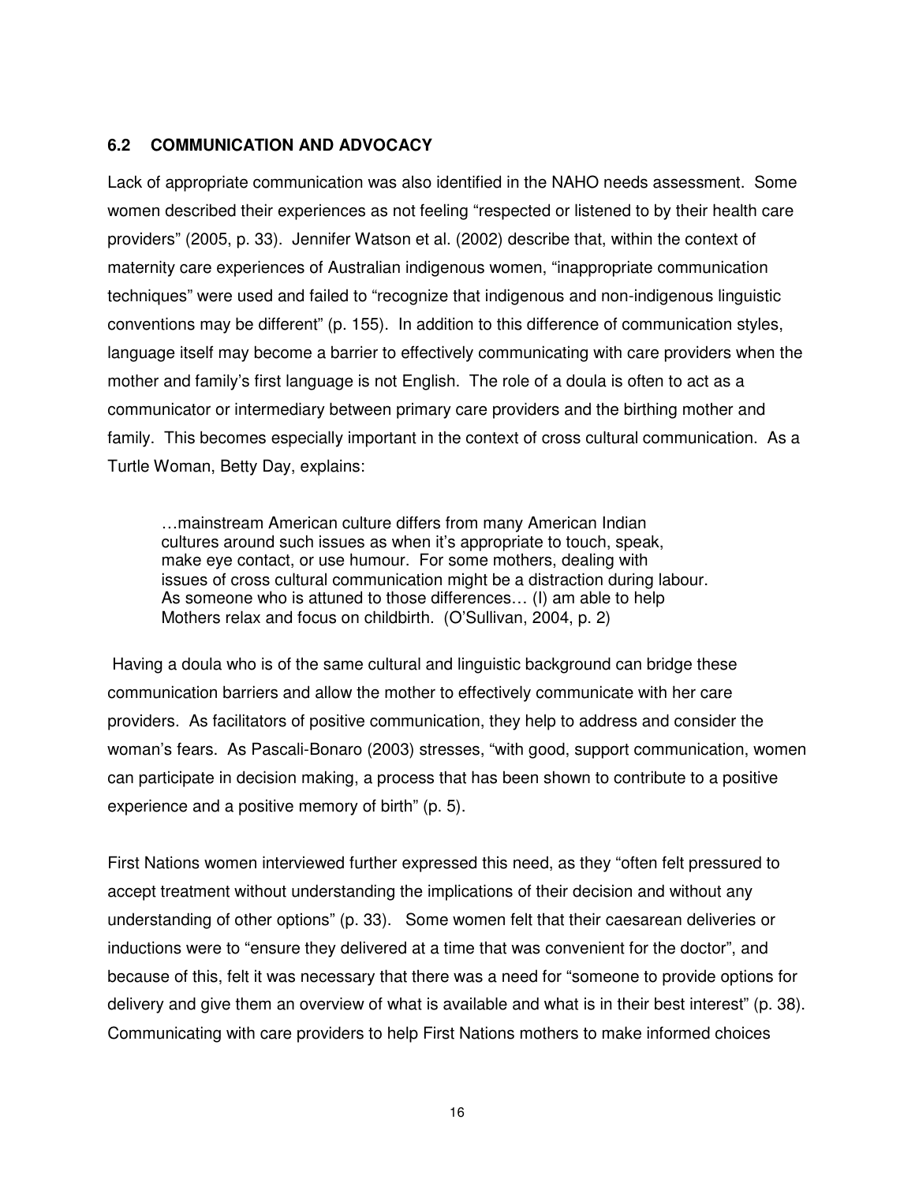## 6.2 COMMUNICATION AND ADVOCACY

Lack of appropriate communication was also identified in the NAHO needs assessment. Some women described their experiences as not feeling "respected or listened to by their health care providers" (2005, p. 33). Jennifer Watson et al. (2002) describe that, within the context of maternity care experiences of Australian indigenous women, "inappropriate communication techniques" were used and failed to "recognize that indigenous and non-indigenous linguistic conventions may be different" (p. 155). In addition to this difference of communication styles, language itself may become a barrier to effectively communicating with care providers when the mother and family's first language is not English. The role of a doula is often to act as a communicator or intermediary between primary care providers and the birthing mother and family. This becomes especially important in the context of cross cultural communication. As a Turtle Woman, Betty Day, explains:

> …mainstream American culture differs from many American Indian cultures around such issues as when it's appropriate to touch, speak, make eye contact, or use humour. For some mothers, dealing with issues of cross cultural communication might be a distraction during labour. As someone who is attuned to those differences… (I) am able to help Mothers relax and focus on childbirth. (O'Sullivan, 2004, p. 2)

Having a doula who is of the same cultural and linguistic background can bridge these communication barriers and allow the mother to effectively communicate with her care providers. As facilitators of positive communication, they help to address and consider the woman's fears. As Pascali-Bonaro (2003) stresses, "with good, support communication, women can participate in decision making, a process that has been shown to contribute to a positive experience and a positive memory of birth" (p. 5).

First Nations women interviewed further expressed this need, as they "often felt pressured to accept treatment without understanding the implications of their decision and without any understanding of other options" (p. 33). Some women felt that their caesarean deliveries or inductions were to "ensure they delivered at a time that was convenient for the doctor", and because of this, felt it was necessary that there was a need for "someone to provide options for delivery and give them an overview of what is available and what is in their best interest" (p. 38). Communicating with care providers to help First Nations mothers to make informed choices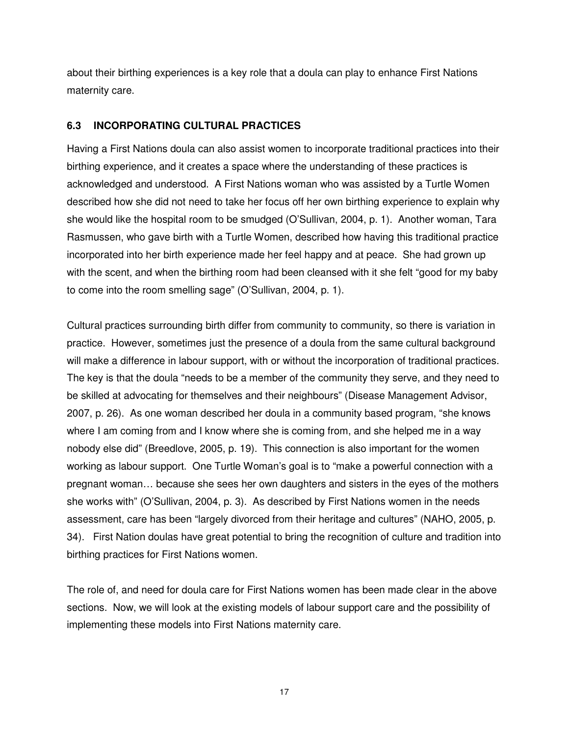about their birthing experiences is a key role that a doula can play to enhance First Nations maternity care.

### 6.3 INCORPORATING CULTURAL PRACTICES

Having a First Nations doula can also assist women to incorporate traditional practices into their birthing experience, and it creates a space where the understanding of these practices is acknowledged and understood. A First Nations woman who was assisted by a Turtle Women described how she did not need to take her focus off her own birthing experience to explain why she would like the hospital room to be smudged (O'Sullivan, 2004, p. 1). Another woman, Tara Rasmussen, who gave birth with a Turtle Women, described how having this traditional practice incorporated into her birth experience made her feel happy and at peace. She had grown up with the scent, and when the birthing room had been cleansed with it she felt "good for my baby to come into the room smelling sage" (O'Sullivan, 2004, p. 1).

Cultural practices surrounding birth differ from community to community, so there is variation in practice. However, sometimes just the presence of a doula from the same cultural background will make a difference in labour support, with or without the incorporation of traditional practices. The key is that the doula "needs to be a member of the community they serve, and they need to be skilled at advocating for themselves and their neighbours" (Disease Management Advisor, 2007, p. 26). As one woman described her doula in a community based program, "she knows where I am coming from and I know where she is coming from, and she helped me in a way nobody else did" (Breedlove, 2005, p. 19). This connection is also important for the women working as labour support. One Turtle Woman's goal is to "make a powerful connection with a pregnant woman… because she sees her own daughters and sisters in the eyes of the mothers she works with" (O'Sullivan, 2004, p. 3). As described by First Nations women in the needs assessment, care has been "largely divorced from their heritage and cultures" (NAHO, 2005, p. 34). First Nation doulas have great potential to bring the recognition of culture and tradition into birthing practices for First Nations women.

The role of, and need for doula care for First Nations women has been made clear in the above sections. Now, we will look at the existing models of labour support care and the possibility of implementing these models into First Nations maternity care.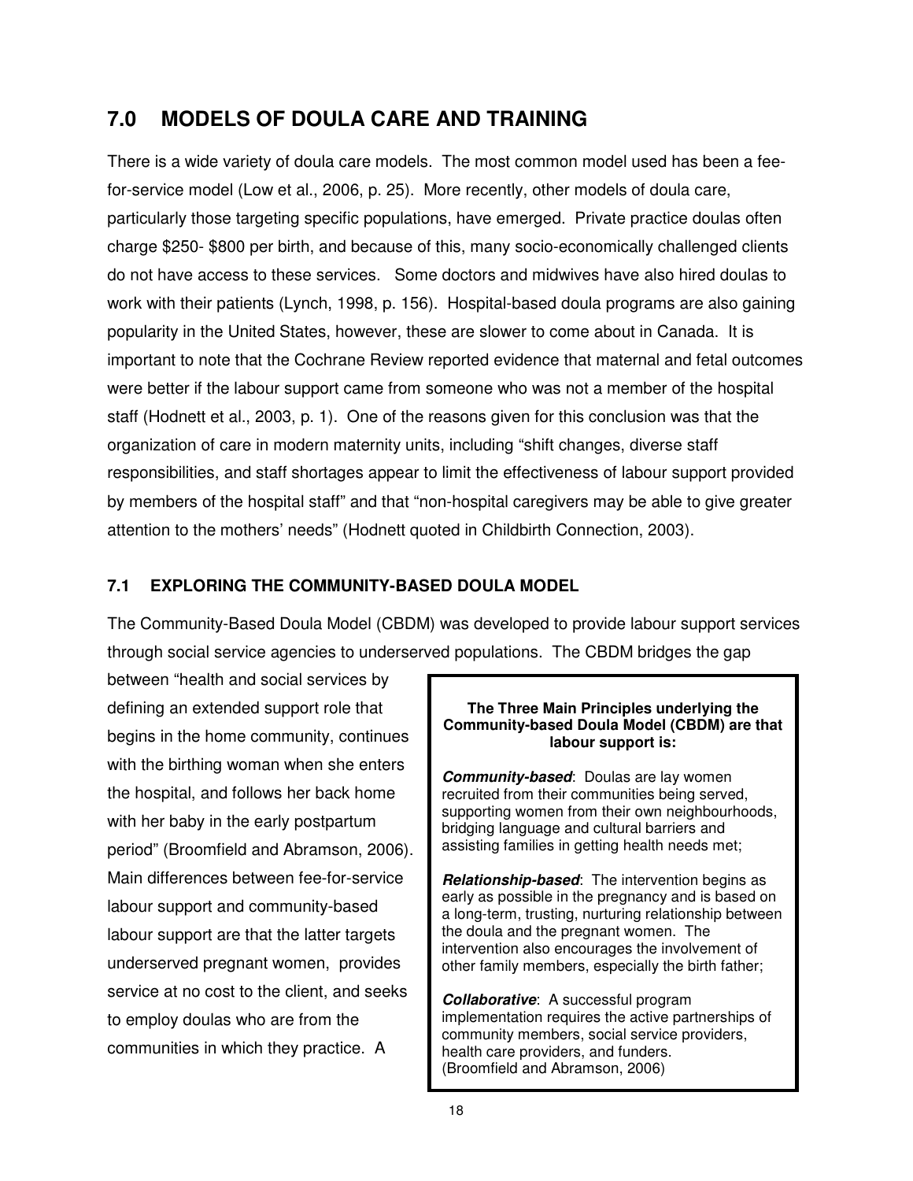## 7.0 MODELS OF DOULA CARE AND TRAINING

There is a wide variety of doula care models. The most common model used has been a fee-for-service model (Low et al., 2006, p. 25). More recently, other models of doula care, particularly those targeting specific populations, have emerged. Private practice doulas often charge $250- $800 per birth, and because of this, many socio-economically challenged clients do not have access to these services. Some doctors and midwives have also hired doulas to work with their patients (Lynch, 1998, p. 156). Hospital-based doula programs are also gaining popularity in the United States, however, these are slower to come about in Canada. It is important to note that the Cochrane Review reported evidence that maternal and fetal outcomes were better if the labour support came from someone who was not a member of the hospital staff (Hodnett et al., 2003, p. 1). One of the reasons given for this conclusion was that the organization of care in modern maternity units, including "shift changes, diverse staff responsibilities, and staff shortages appear to limit the effectiveness of labour support provided by members of the hospital staff" and that "non-hospital caregivers may be able to give greater attention to the mothers' needs" (Hodnett quoted in Childbirth Connection, 2003).

### 7.1 EXPLORING THE COMMUNITY-BASED DOULA MODEL

The Community-Based Doula Model (CBDM) was developed to provide labour support services through social service agencies to underserved populations. The CBDM bridges the gap between "health and social services by defining an extended support role that begins in the home community, continues with the birthing woman when she enters the hospital, and follows her back home with her baby in the early postpartum period" (Broomfield and Abramson, 2006). Main differences between fee-for-service labour support and community-based labour support are that the latter targets underserved pregnant women, provides service at no cost to the client, and seeks to employ doulas who are from the communities in which they practice. A

**The Three Main Principles underlying the Community-based Doula Model (CBDM) are that labour support is:**

***Community-based***: Doulas are lay women recruited from their communities being served, supporting women from their own neighbourhoods, bridging language and cultural barriers and assisting families in getting health needs met;

***Relationship-based***: The intervention begins as early as possible in the pregnancy and is based on a long-term, trusting, nurturing relationship between the doula and the pregnant women. The intervention also encourages the involvement of other family members, especially the birth father;

***Collaborative***: A successful program implementation requires the active partnerships of community members, social service providers, health care providers, and funders.
(Broomfield and Abramson, 2006)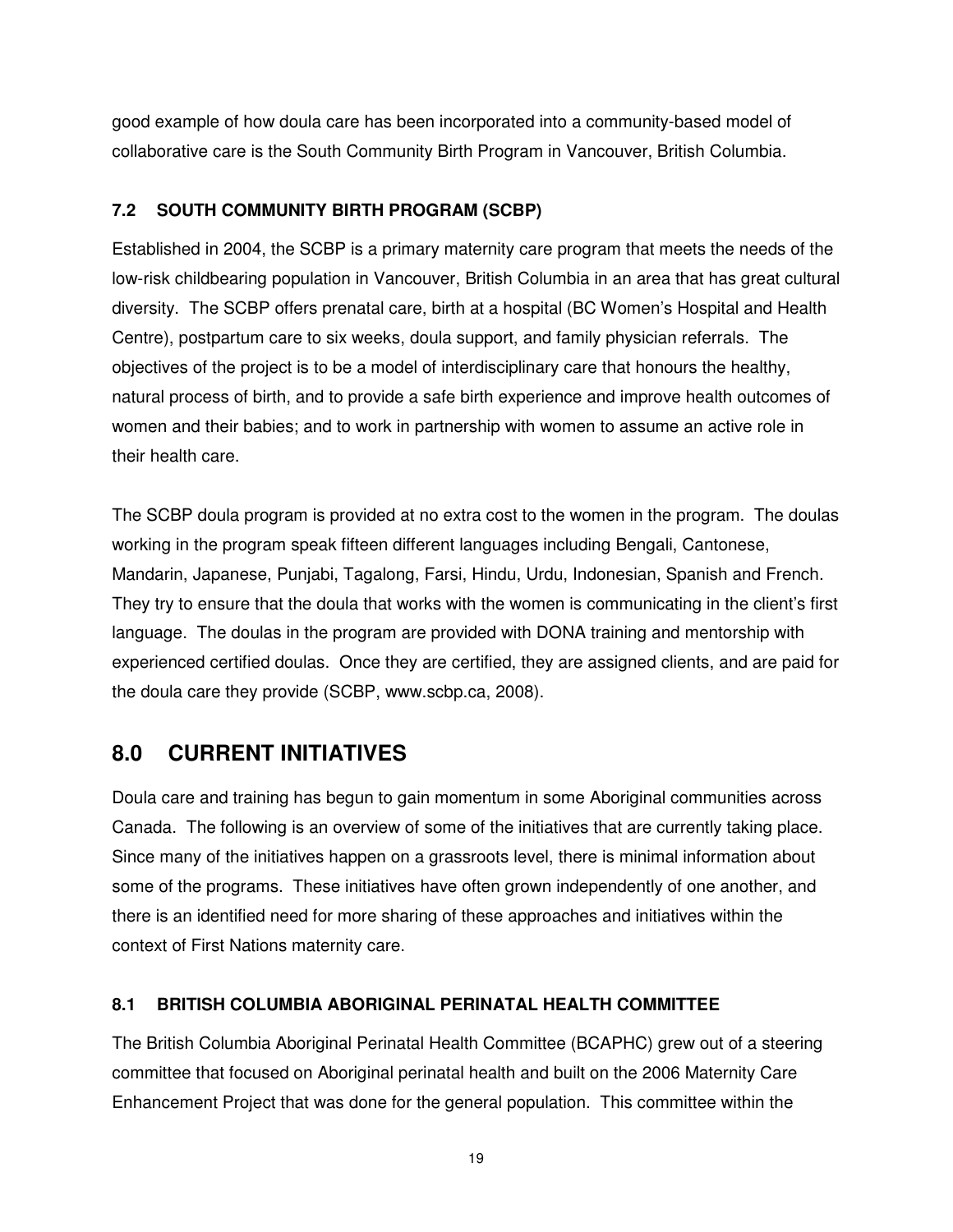good example of how doula care has been incorporated into a community-based model of collaborative care is the South Community Birth Program in Vancouver, British Columbia.

### 7.2 SOUTH COMMUNITY BIRTH PROGRAM (SCBP)

Established in 2004, the SCBP is a primary maternity care program that meets the needs of the low-risk childbearing population in Vancouver, British Columbia in an area that has great cultural diversity. The SCBP offers prenatal care, birth at a hospital (BC Women's Hospital and Health Centre), postpartum care to six weeks, doula support, and family physician referrals. The objectives of the project is to be a model of interdisciplinary care that honours the healthy, natural process of birth, and to provide a safe birth experience and improve health outcomes of women and their babies; and to work in partnership with women to assume an active role in their health care.

The SCBP doula program is provided at no extra cost to the women in the program. The doulas working in the program speak fifteen different languages including Bengali, Cantonese, Mandarin, Japanese, Punjabi, Tagalong, Farsi, Hindu, Urdu, Indonesian, Spanish and French. They try to ensure that the doula that works with the women is communicating in the client's first language. The doulas in the program are provided with DONA training and mentorship with experienced certified doulas. Once they are certified, they are assigned clients, and are paid for the doula care they provide (SCBP, www.scbp.ca, 2008).

## 8.0 CURRENT INITIATIVES

Doula care and training has begun to gain momentum in some Aboriginal communities across Canada. The following is an overview of some of the initiatives that are currently taking place. Since many of the initiatives happen on a grassroots level, there is minimal information about some of the programs. These initiatives have often grown independently of one another, and there is an identified need for more sharing of these approaches and initiatives within the context of First Nations maternity care.

### 8.1 BRITISH COLUMBIA ABORIGINAL PERINATAL HEALTH COMMITTEE

The British Columbia Aboriginal Perinatal Health Committee (BCAPHC) grew out of a steering committee that focused on Aboriginal perinatal health and built on the 2006 Maternity Care Enhancement Project that was done for the general population. This committee within the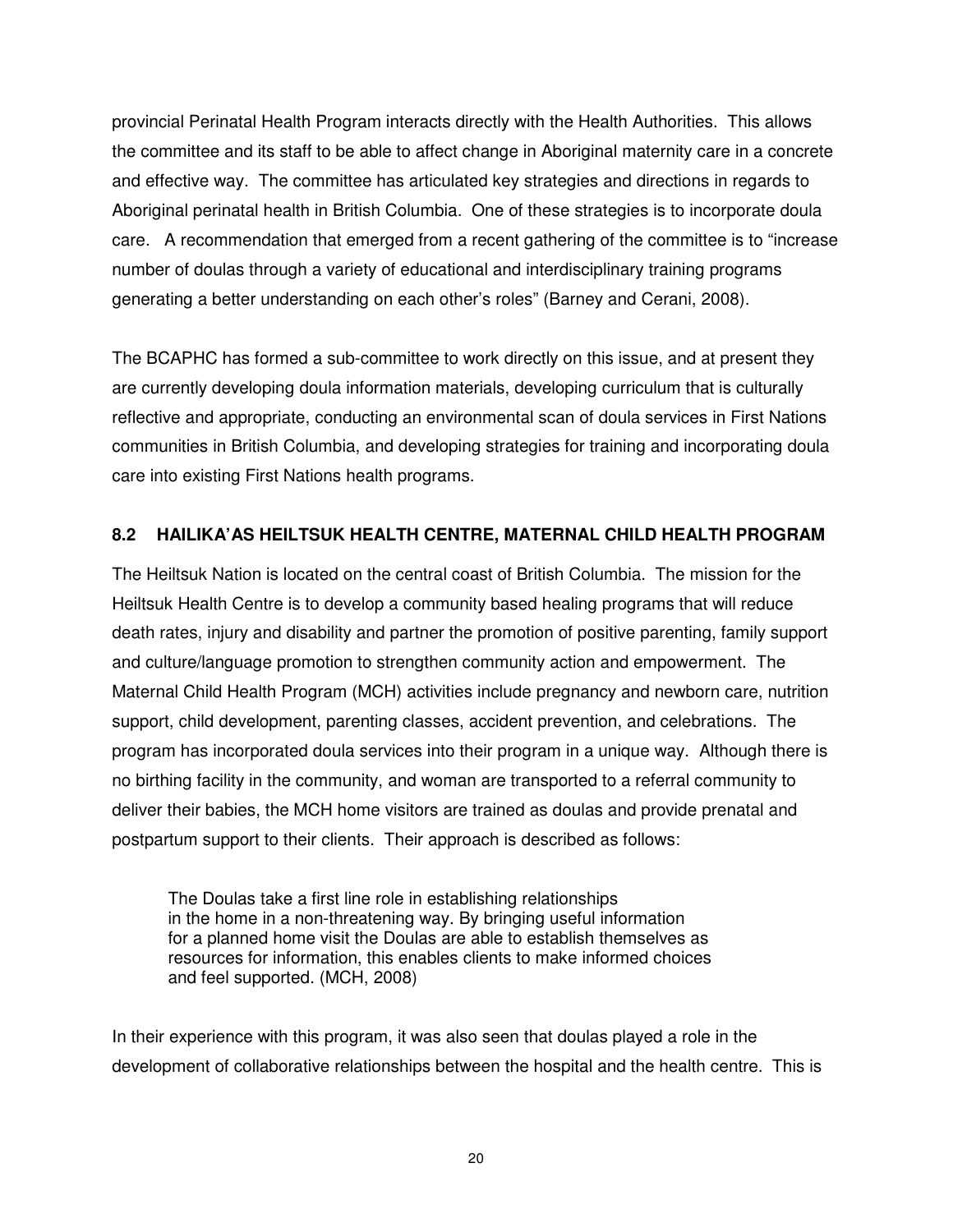provincial Perinatal Health Program interacts directly with the Health Authorities. This allows the committee and its staff to be able to affect change in Aboriginal maternity care in a concrete and effective way. The committee has articulated key strategies and directions in regards to Aboriginal perinatal health in British Columbia. One of these strategies is to incorporate doula care. A recommendation that emerged from a recent gathering of the committee is to "increase number of doulas through a variety of educational and interdisciplinary training programs generating a better understanding on each other's roles" (Barney and Cerani, 2008).

The BCAPHC has formed a sub-committee to work directly on this issue, and at present they are currently developing doula information materials, developing curriculum that is culturally reflective and appropriate, conducting an environmental scan of doula services in First Nations communities in British Columbia, and developing strategies for training and incorporating doula care into existing First Nations health programs.

### 8.2 HAILIKA'AS HEILTSUK HEALTH CENTRE, MATERNAL CHILD HEALTH PROGRAM

The Heiltsuk Nation is located on the central coast of British Columbia. The mission for the Heiltsuk Health Centre is to develop a community based healing programs that will reduce death rates, injury and disability and partner the promotion of positive parenting, family support and culture/language promotion to strengthen community action and empowerment. The Maternal Child Health Program (MCH) activities include pregnancy and newborn care, nutrition support, child development, parenting classes, accident prevention, and celebrations. The program has incorporated doula services into their program in a unique way. Although there is no birthing facility in the community, and woman are transported to a referral community to deliver their babies, the MCH home visitors are trained as doulas and provide prenatal and postpartum support to their clients. Their approach is described as follows:

> The Doulas take a first line role in establishing relationships in the home in a non-threatening way. By bringing useful information for a planned home visit the Doulas are able to establish themselves as resources for information, this enables clients to make informed choices and feel supported. (MCH, 2008)

In their experience with this program, it was also seen that doulas played a role in the development of collaborative relationships between the hospital and the health centre. This is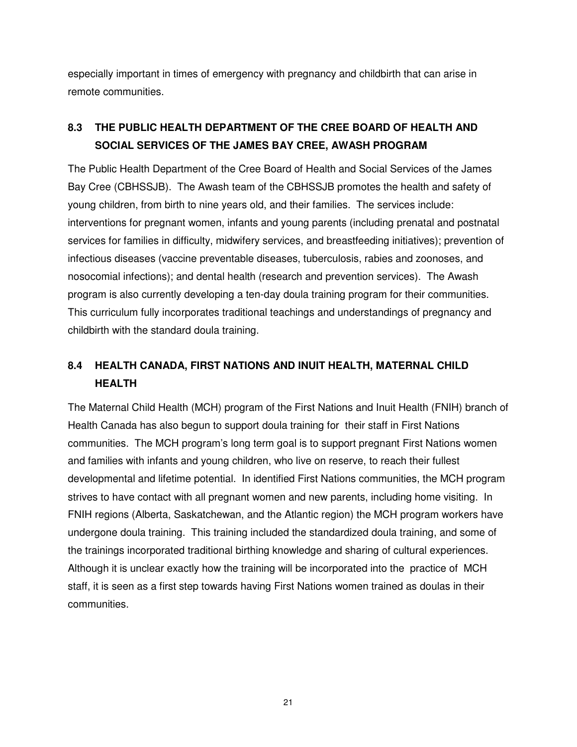especially important in times of emergency with pregnancy and childbirth that can arise in remote communities.

## 8.3 THE PUBLIC HEALTH DEPARTMENT OF THE CREE BOARD OF HEALTH AND SOCIAL SERVICES OF THE JAMES BAY CREE, AWASH PROGRAM

The Public Health Department of the Cree Board of Health and Social Services of the James Bay Cree (CBHSSJB). The Awash team of the CBHSSJB promotes the health and safety of young children, from birth to nine years old, and their families. The services include: interventions for pregnant women, infants and young parents (including prenatal and postnatal services for families in difficulty, midwifery services, and breastfeeding initiatives); prevention of infectious diseases (vaccine preventable diseases, tuberculosis, rabies and zoonoses, and nosocomial infections); and dental health (research and prevention services). The Awash program is also currently developing a ten-day doula training program for their communities. This curriculum fully incorporates traditional teachings and understandings of pregnancy and childbirth with the standard doula training.

## 8.4 HEALTH CANADA, FIRST NATIONS AND INUIT HEALTH, MATERNAL CHILD HEALTH

The Maternal Child Health (MCH) program of the First Nations and Inuit Health (FNIH) branch of Health Canada has also begun to support doula training for their staff in First Nations communities. The MCH program's long term goal is to support pregnant First Nations women and families with infants and young children, who live on reserve, to reach their fullest developmental and lifetime potential. In identified First Nations communities, the MCH program strives to have contact with all pregnant women and new parents, including home visiting. In FNIH regions (Alberta, Saskatchewan, and the Atlantic region) the MCH program workers have undergone doula training. This training included the standardized doula training, and some of the trainings incorporated traditional birthing knowledge and sharing of cultural experiences. Although it is unclear exactly how the training will be incorporated into the practice of MCH staff, it is seen as a first step towards having First Nations women trained as doulas in their communities.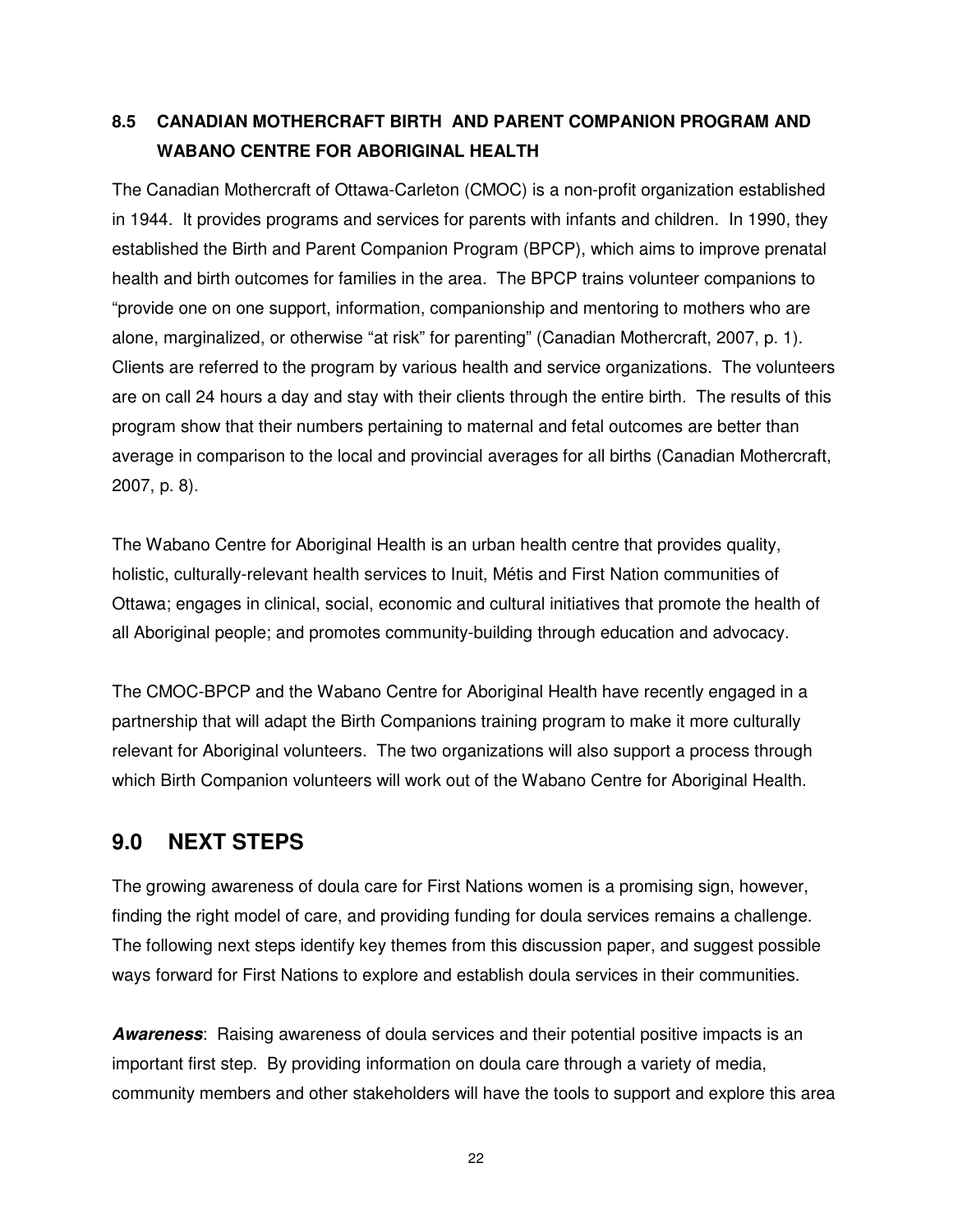### 8.5 CANADIAN MOTHERCRAFT BIRTH AND PARENT COMPANION PROGRAM AND WABANO CENTRE FOR ABORIGINAL HEALTH

The Canadian Mothercraft of Ottawa-Carleton (CMOC) is a non-profit organization established in 1944. It provides programs and services for parents with infants and children. In 1990, they established the Birth and Parent Companion Program (BPCP), which aims to improve prenatal health and birth outcomes for families in the area. The BPCP trains volunteer companions to "provide one on one support, information, companionship and mentoring to mothers who are alone, marginalized, or otherwise "at risk" for parenting" (Canadian Mothercraft, 2007, p. 1). Clients are referred to the program by various health and service organizations. The volunteers are on call 24 hours a day and stay with their clients through the entire birth. The results of this program show that their numbers pertaining to maternal and fetal outcomes are better than average in comparison to the local and provincial averages for all births (Canadian Mothercraft, 2007, p. 8).

The Wabano Centre for Aboriginal Health is an urban health centre that provides quality, holistic, culturally-relevant health services to Inuit, Métis and First Nation communities of Ottawa; engages in clinical, social, economic and cultural initiatives that promote the health of all Aboriginal people; and promotes community-building through education and advocacy.

The CMOC-BPCP and the Wabano Centre for Aboriginal Health have recently engaged in a partnership that will adapt the Birth Companions training program to make it more culturally relevant for Aboriginal volunteers. The two organizations will also support a process through which Birth Companion volunteers will work out of the Wabano Centre for Aboriginal Health.

## 9.0 NEXT STEPS

The growing awareness of doula care for First Nations women is a promising sign, however, finding the right model of care, and providing funding for doula services remains a challenge. The following next steps identify key themes from this discussion paper, and suggest possible ways forward for First Nations to explore and establish doula services in their communities.

***Awareness***: Raising awareness of doula services and their potential positive impacts is an important first step. By providing information on doula care through a variety of media, community members and other stakeholders will have the tools to support and explore this area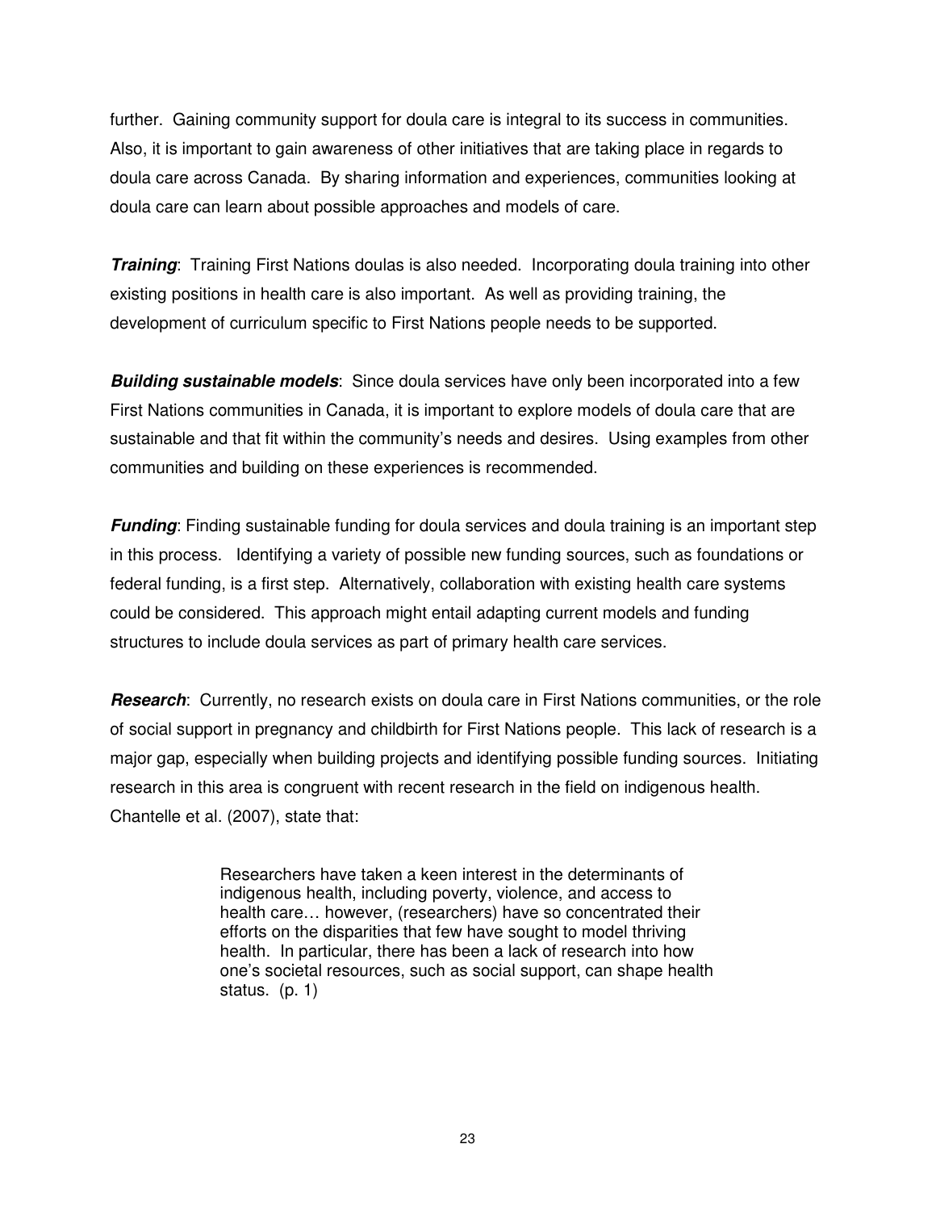further. Gaining community support for doula care is integral to its success in communities. Also, it is important to gain awareness of other initiatives that are taking place in regards to doula care across Canada. By sharing information and experiences, communities looking at doula care can learn about possible approaches and models of care.

***Training***: Training First Nations doulas is also needed. Incorporating doula training into other existing positions in health care is also important. As well as providing training, the development of curriculum specific to First Nations people needs to be supported.

***Building sustainable models***: Since doula services have only been incorporated into a few First Nations communities in Canada, it is important to explore models of doula care that are sustainable and that fit within the community's needs and desires. Using examples from other communities and building on these experiences is recommended.

***Funding***: Finding sustainable funding for doula services and doula training is an important step in this process. Identifying a variety of possible new funding sources, such as foundations or federal funding, is a first step. Alternatively, collaboration with existing health care systems could be considered. This approach might entail adapting current models and funding structures to include doula services as part of primary health care services.

***Research***: Currently, no research exists on doula care in First Nations communities, or the role of social support in pregnancy and childbirth for First Nations people. This lack of research is a major gap, especially when building projects and identifying possible funding sources. Initiating research in this area is congruent with recent research in the field on indigenous health. Chantelle et al. (2007), state that:

> Researchers have taken a keen interest in the determinants of indigenous health, including poverty, violence, and access to health care… however, (researchers) have so concentrated their efforts on the disparities that few have sought to model thriving health. In particular, there has been a lack of research into how one's societal resources, such as social support, can shape health status. (p. 1)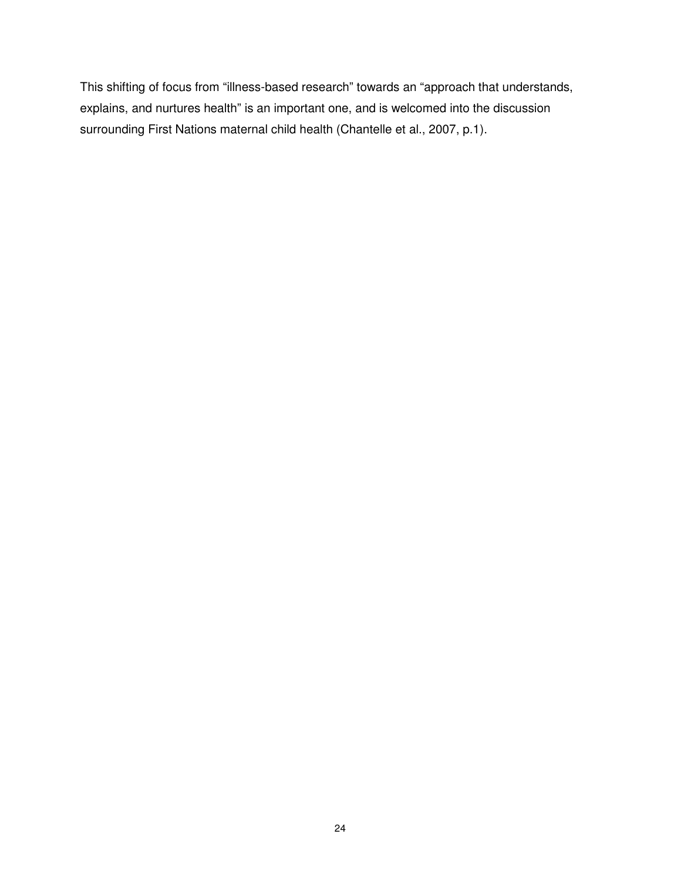This shifting of focus from "illness-based research" towards an "approach that understands, explains, and nurtures health" is an important one, and is welcomed into the discussion surrounding First Nations maternal child health (Chantelle et al., 2007, p.1).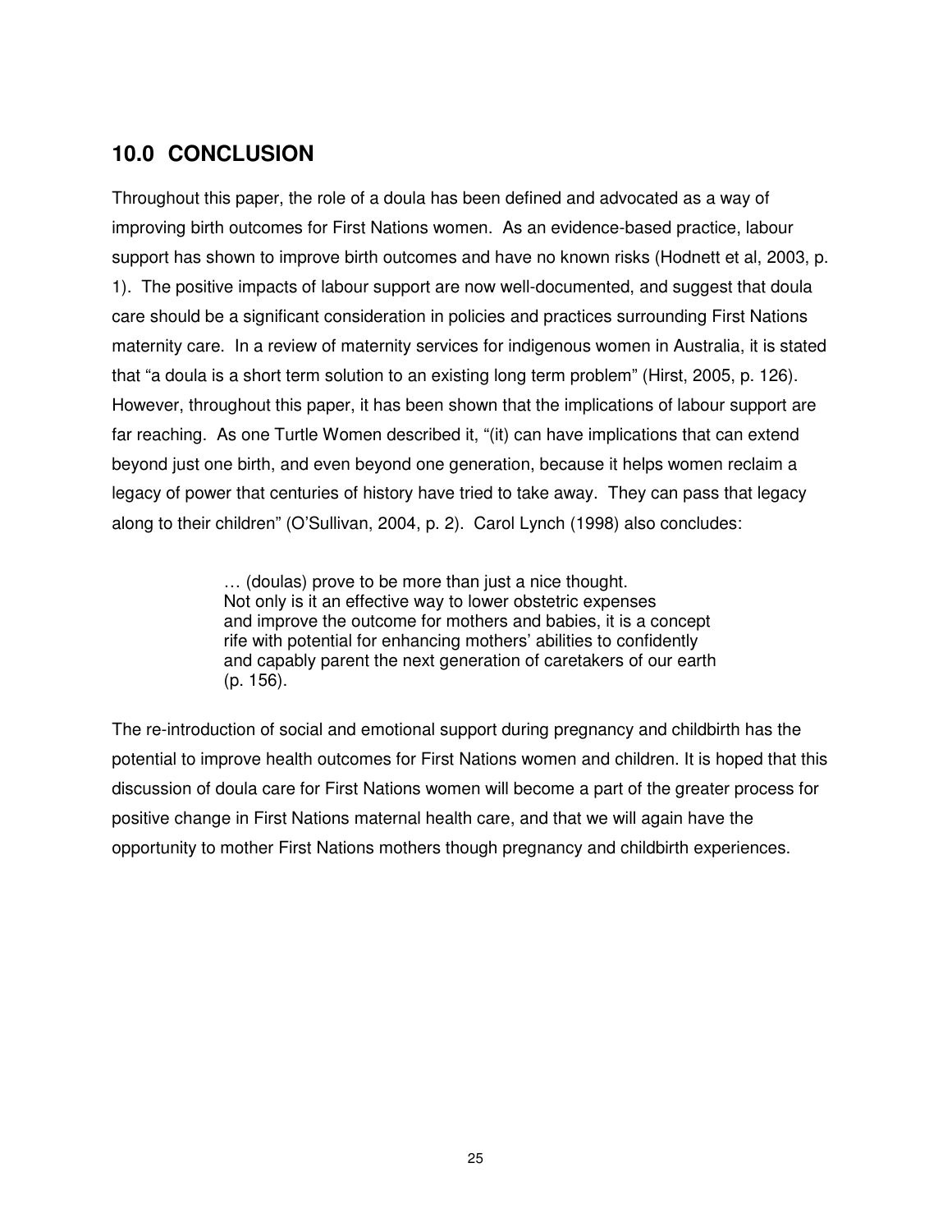## 10.0 CONCLUSION

Throughout this paper, the role of a doula has been defined and advocated as a way of improving birth outcomes for First Nations women. As an evidence-based practice, labour support has shown to improve birth outcomes and have no known risks (Hodnett et al, 2003, p. 1). The positive impacts of labour support are now well-documented, and suggest that doula care should be a significant consideration in policies and practices surrounding First Nations maternity care. In a review of maternity services for indigenous women in Australia, it is stated that "a doula is a short term solution to an existing long term problem" (Hirst, 2005, p. 126). However, throughout this paper, it has been shown that the implications of labour support are far reaching. As one Turtle Women described it, "(it) can have implications that can extend beyond just one birth, and even beyond one generation, because it helps women reclaim a legacy of power that centuries of history have tried to take away. They can pass that legacy along to their children" (O'Sullivan, 2004, p. 2). Carol Lynch (1998) also concludes:

> … (doulas) prove to be more than just a nice thought. Not only is it an effective way to lower obstetric expenses and improve the outcome for mothers and babies, it is a concept rife with potential for enhancing mothers' abilities to confidently and capably parent the next generation of caretakers of our earth (p. 156).

The re-introduction of social and emotional support during pregnancy and childbirth has the potential to improve health outcomes for First Nations women and children. It is hoped that this discussion of doula care for First Nations women will become a part of the greater process for positive change in First Nations maternal health care, and that we will again have the opportunity to mother First Nations mothers though pregnancy and childbirth experiences.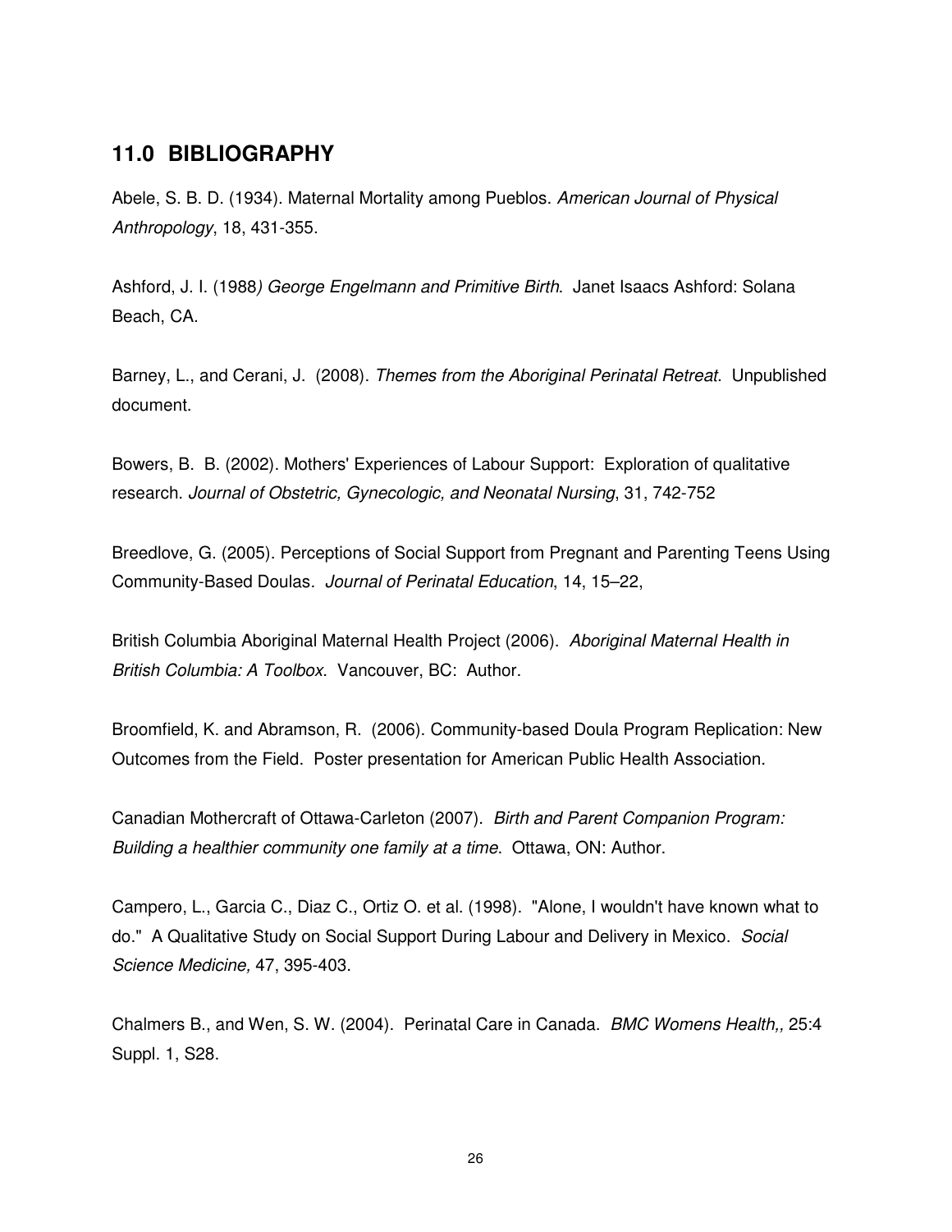## 11.0 BIBLIOGRAPHY

Abele, S. B. D. (1934). Maternal Mortality among Pueblos. *American Journal of Physical Anthropology*, 18, 431-355.

Ashford, J. I. (1988*) George Engelmann and Primitive Birth*. Janet Isaacs Ashford: Solana Beach, CA.

Barney, L., and Cerani, J. (2008). *Themes from the Aboriginal Perinatal Retreat*. Unpublished document.

Bowers, B. B. (2002). Mothers' Experiences of Labour Support: Exploration of qualitative research. *Journal of Obstetric, Gynecologic, and Neonatal Nursing*, 31, 742-752

Breedlove, G. (2005). Perceptions of Social Support from Pregnant and Parenting Teens Using Community-Based Doulas*. Journal of Perinatal Education*, 14, 15–22,

British Columbia Aboriginal Maternal Health Project (2006). *Aboriginal Maternal Health in British Columbia: A Toolbox*. Vancouver, BC: Author.

Broomfield, K. and Abramson, R. (2006). Community-based Doula Program Replication: New Outcomes from the Field. Poster presentation for American Public Health Association.

Canadian Mothercraft of Ottawa-Carleton (2007). *Birth and Parent Companion Program: Building a healthier community one family at a time*. Ottawa, ON: Author.

Campero, L., Garcia C., Diaz C., Ortiz O. et al. (1998). "Alone, I wouldn't have known what to do." A Qualitative Study on Social Support During Labour and Delivery in Mexico. *Social Science Medicine,* 47, 395-403.

Chalmers B., and Wen, S. W. (2004). Perinatal Care in Canada. *BMC Womens Health,,* 25:4 Suppl. 1, S28.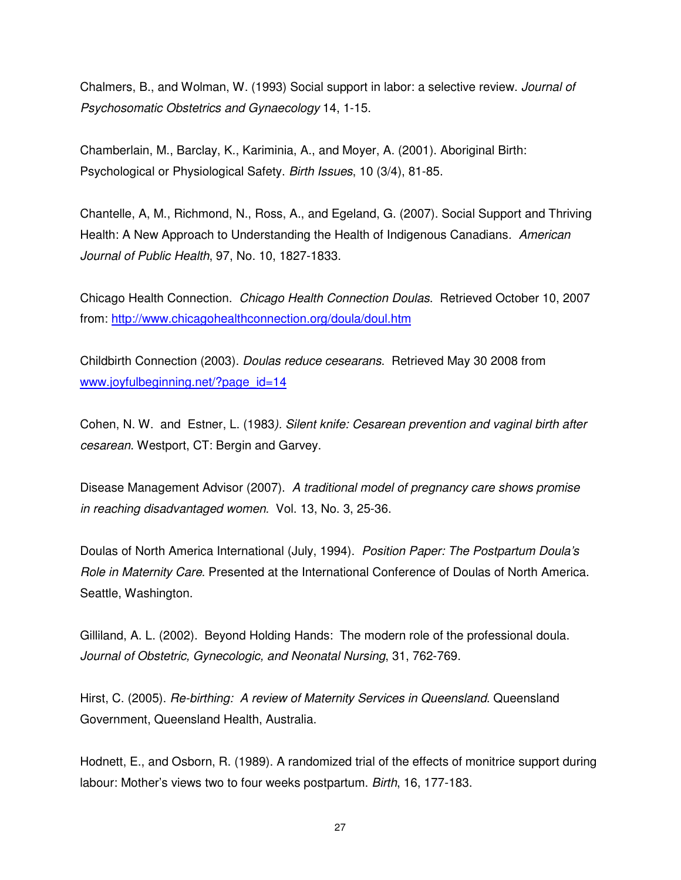Chalmers, B., and Wolman, W. (1993) Social support in labor: a selective review. *Journal of Psychosomatic Obstetrics and Gynaecology* 14, 1-15.

Chamberlain, M., Barclay, K., Kariminia, A., and Moyer, A. (2001). Aboriginal Birth: Psychological or Physiological Safety. *Birth Issues*, 10 (3/4), 81-85.

Chantelle, A, M., Richmond, N., Ross, A., and Egeland, G. (2007). Social Support and Thriving Health: A New Approach to Understanding the Health of Indigenous Canadians. *American Journal of Public Health*, 97, No. 10, 1827-1833.

Chicago Health Connection. *Chicago Health Connection Doulas*. Retrieved October 10, 2007 from: [http://www.chicagohealthconnection.org/doula/doul.htm](http://www.chicagohealthconnection.org/doula/doul.htm)

Childbirth Connection (2003). *Doulas reduce cesearans*. Retrieved May 30 2008 from [www.joyfulbeginning.net/?page_id=14](www.joyfulbeginning.net/?page_id=14)

Cohen, N. W. and Estner, L. (1983*). Silent knife: Cesarean prevention and vaginal birth after cesarean*. Westport, CT: Bergin and Garvey.

Disease Management Advisor (2007). *A traditional model of pregnancy care shows promise in reaching disadvantaged women.* Vol. 13, No. 3, 25-36.

Doulas of North America International (July, 1994). *Position Paper: The Postpartum Doula's Role in Maternity Care*. Presented at the International Conference of Doulas of North America. Seattle, Washington.

Gilliland, A. L. (2002). Beyond Holding Hands: The modern role of the professional doula. *Journal of Obstetric, Gynecologic, and Neonatal Nursing*, 31, 762-769.

Hirst, C. (2005). *Re-birthing: A review of Maternity Services in Queensland*. Queensland Government, Queensland Health, Australia.

Hodnett, E., and Osborn, R. (1989). A randomized trial of the effects of monitrice support during labour: Mother's views two to four weeks postpartum. *Birth*, 16, 177-183.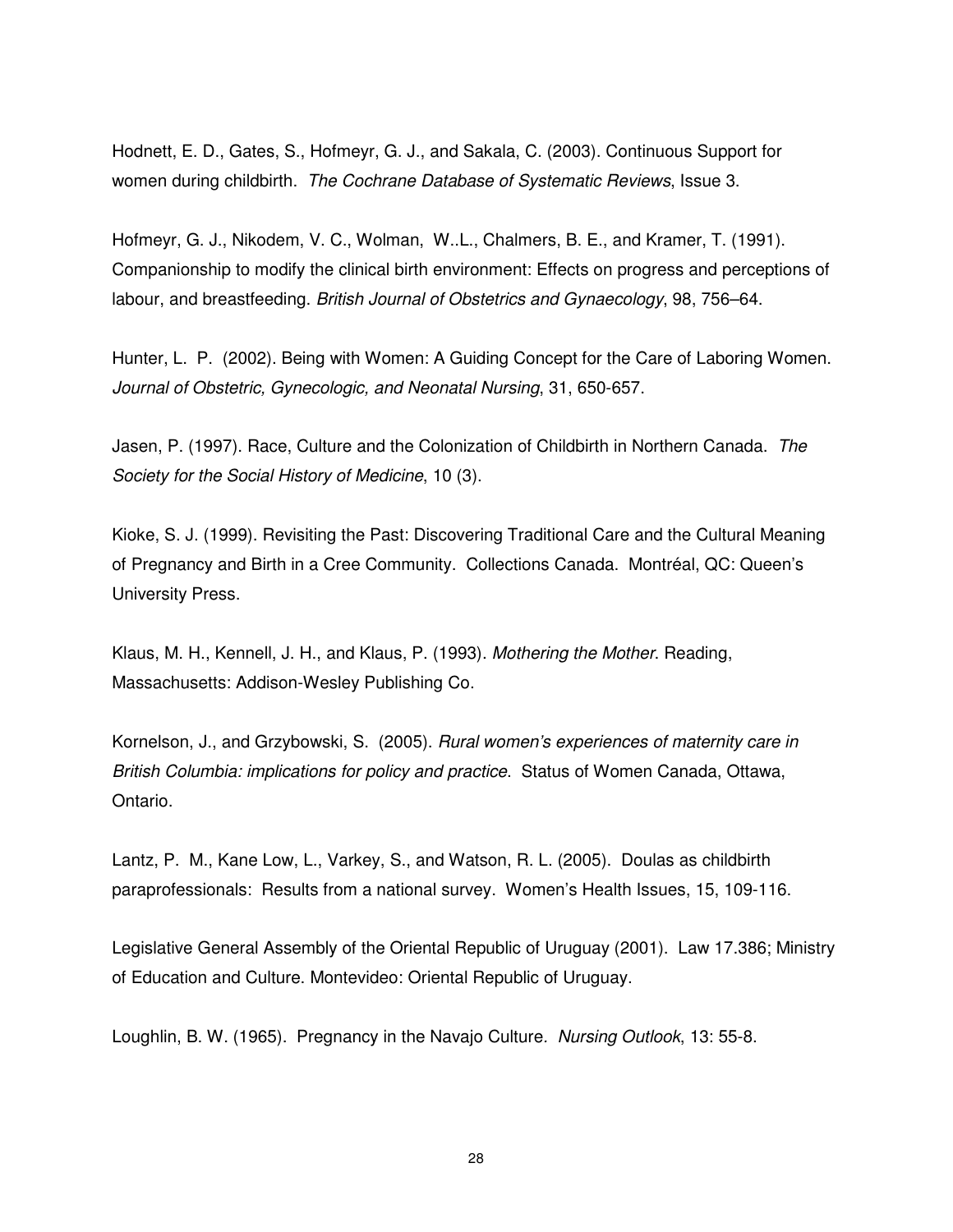Hodnett, E. D., Gates, S., Hofmeyr, G. J., and Sakala, C. (2003). Continuous Support for women during childbirth. *The Cochrane Database of Systematic Reviews*, Issue 3.

Hofmeyr, G. J., Nikodem, V. C., Wolman, W..L., Chalmers, B. E., and Kramer, T. (1991). Companionship to modify the clinical birth environment: Effects on progress and perceptions of labour, and breastfeeding. *British Journal of Obstetrics and Gynaecology*, 98, 756–64.

Hunter, L. P. (2002). Being with Women: A Guiding Concept for the Care of Laboring Women. *Journal of Obstetric, Gynecologic, and Neonatal Nursing*, 31, 650-657.

Jasen, P. (1997). Race, Culture and the Colonization of Childbirth in Northern Canada. *The Society for the Social History of Medicine*, 10 (3).

Kioke, S. J. (1999). Revisiting the Past: Discovering Traditional Care and the Cultural Meaning of Pregnancy and Birth in a Cree Community. Collections Canada. Montréal, QC: Queen's University Press.

Klaus, M. H., Kennell, J. H., and Klaus, P. (1993). *Mothering the Mother*. Reading, Massachusetts: Addison-Wesley Publishing Co.

Kornelson, J., and Grzybowski, S. (2005). *Rural women's experiences of maternity care in British Columbia: implications for policy and practice*. Status of Women Canada, Ottawa, Ontario.

Lantz, P. M., Kane Low, L., Varkey, S., and Watson, R. L. (2005). Doulas as childbirth paraprofessionals: Results from a national survey. Women's Health Issues, 15, 109-116.

Legislative General Assembly of the Oriental Republic of Uruguay (2001). Law 17.386; Ministry of Education and Culture. Montevideo: Oriental Republic of Uruguay.

Loughlin, B. W. (1965). Pregnancy in the Navajo Culture. *Nursing Outlook*, 13: 55-8.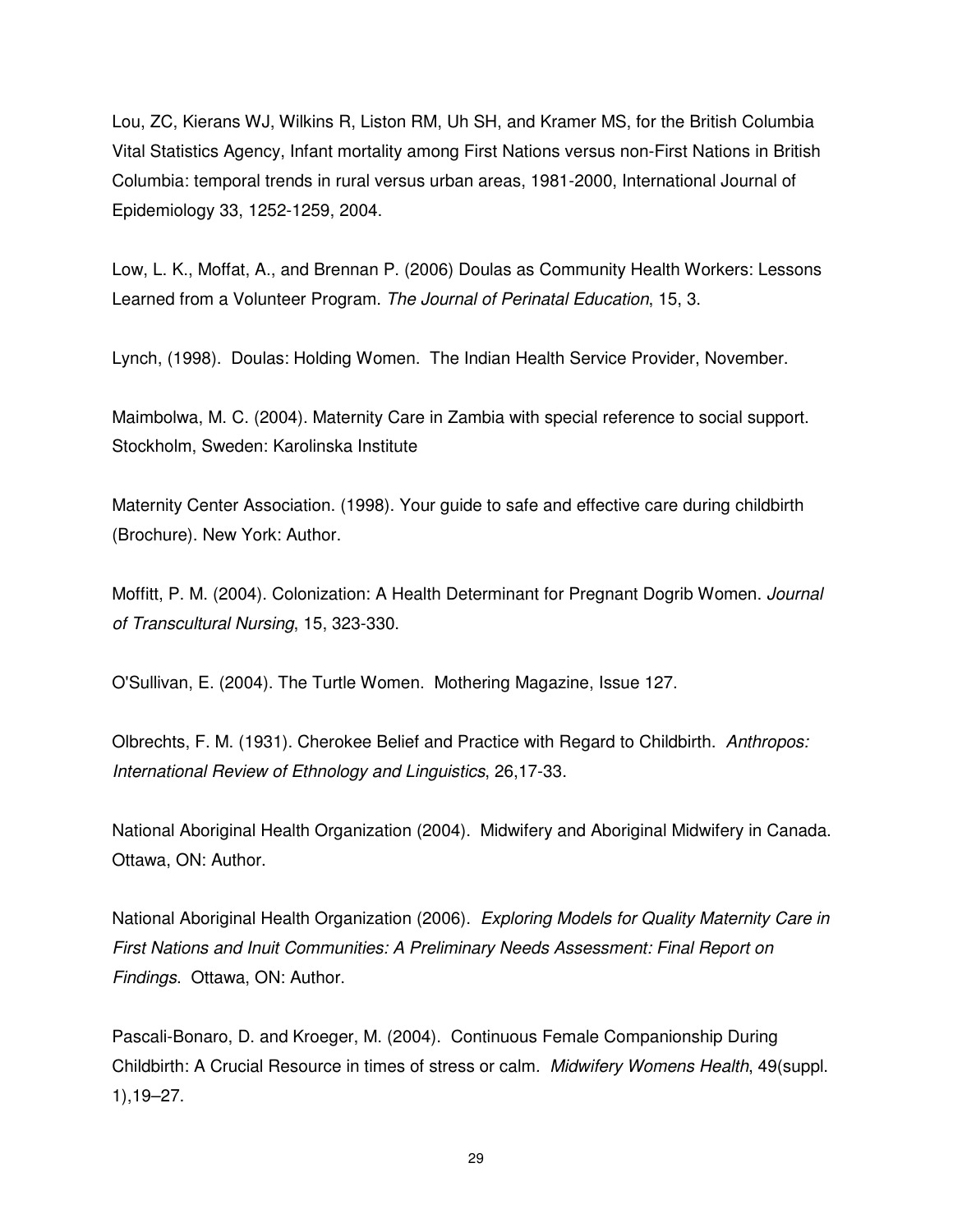Lou, ZC, Kierans WJ, Wilkins R, Liston RM, Uh SH, and Kramer MS, for the British Columbia Vital Statistics Agency, Infant mortality among First Nations versus non-First Nations in British Columbia: temporal trends in rural versus urban areas, 1981-2000, International Journal of Epidemiology 33, 1252-1259, 2004.

Low, L. K., Moffat, A., and Brennan P. (2006) Doulas as Community Health Workers: Lessons Learned from a Volunteer Program. *The Journal of Perinatal Education*, 15, 3.

Lynch, (1998). Doulas: Holding Women. The Indian Health Service Provider, November.

Maimbolwa, M. C. (2004). Maternity Care in Zambia with special reference to social support. Stockholm, Sweden: Karolinska Institute

Maternity Center Association. (1998). Your guide to safe and effective care during childbirth (Brochure). New York: Author.

Moffitt, P. M. (2004). Colonization: A Health Determinant for Pregnant Dogrib Women. *Journal of Transcultural Nursing*, 15, 323-330.

O'Sullivan, E. (2004). The Turtle Women. Mothering Magazine, Issue 127.

Olbrechts, F. M. (1931). Cherokee Belief and Practice with Regard to Childbirth. *Anthropos: International Review of Ethnology and Linguistics*, 26,17-33.

National Aboriginal Health Organization (2004). Midwifery and Aboriginal Midwifery in Canada. Ottawa, ON: Author.

National Aboriginal Health Organization (2006). *Exploring Models for Quality Maternity Care in First Nations and Inuit Communities: A Preliminary Needs Assessment: Final Report on Findings*. Ottawa, ON: Author.

Pascali-Bonaro, D. and Kroeger, M. (2004). Continuous Female Companionship During Childbirth: A Crucial Resource in times of stress or calm. *Midwifery Womens Health*, 49(suppl. 1),19–27.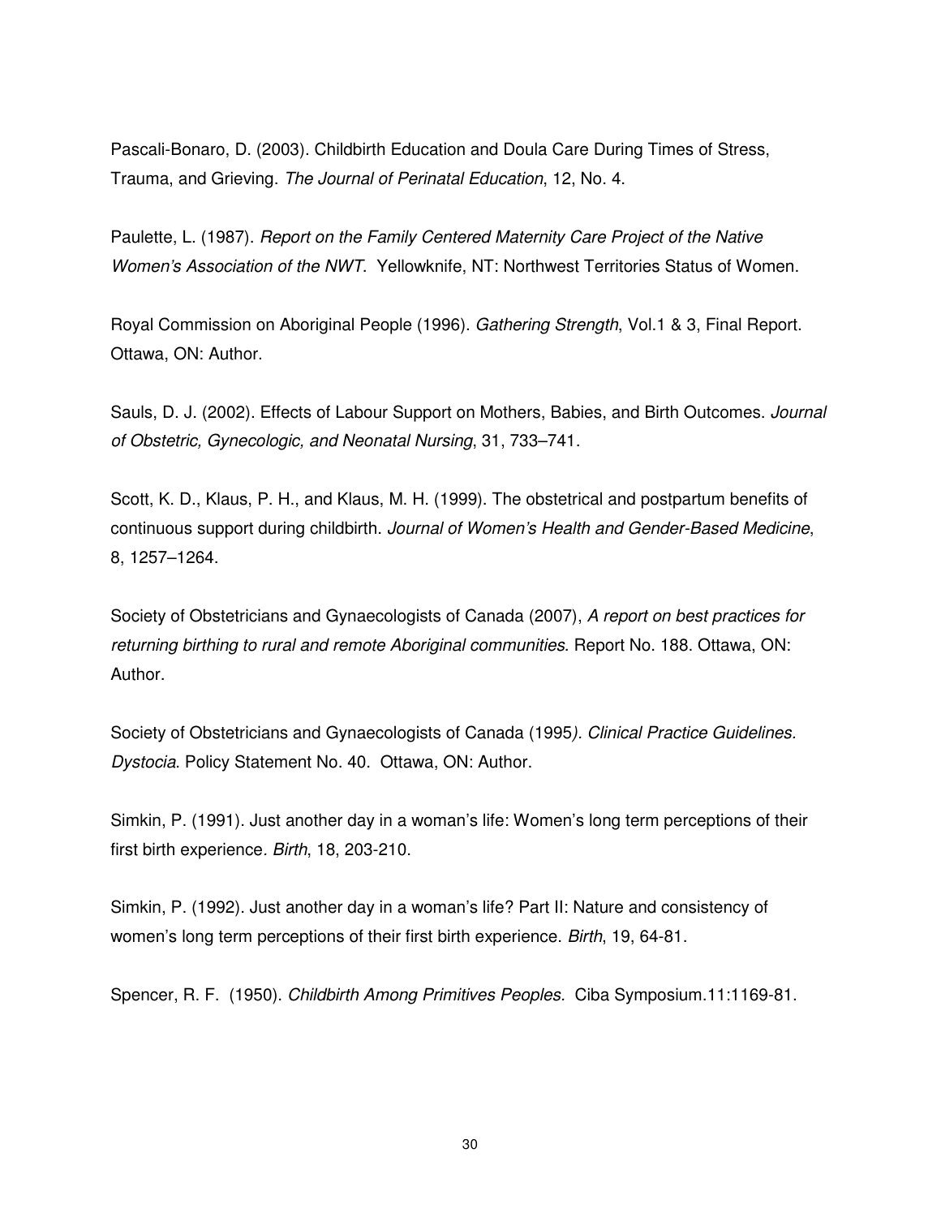Pascali-Bonaro, D. (2003). Childbirth Education and Doula Care During Times of Stress, Trauma, and Grieving. *The Journal of Perinatal Education*, 12, No. 4.

Paulette, L. (1987). *Report on the Family Centered Maternity Care Project of the Native Women's Association of the NWT*. Yellowknife, NT: Northwest Territories Status of Women.

Royal Commission on Aboriginal People (1996). *Gathering Strength*, Vol.1 & 3, Final Report. Ottawa, ON: Author.

Sauls, D. J. (2002). Effects of Labour Support on Mothers, Babies, and Birth Outcomes. *Journal of Obstetric, Gynecologic, and Neonatal Nursing*, 31, 733–741.

Scott, K. D., Klaus, P. H., and Klaus, M. H. (1999). The obstetrical and postpartum benefits of continuous support during childbirth. *Journal of Women's Health and Gender-Based Medicine*, 8, 1257–1264.

Society of Obstetricians and Gynaecologists of Canada (2007), *A report on best practices for returning birthing to rural and remote Aboriginal communities*. Report No. 188. Ottawa, ON: Author.

Society of Obstetricians and Gynaecologists of Canada (1995*). Clinical Practice Guidelines. Dystocia*. Policy Statement No. 40. Ottawa, ON: Author.

Simkin, P. (1991). Just another day in a woman's life: Women's long term perceptions of their first birth experience. *Birth*, 18, 203-210.

Simkin, P. (1992). Just another day in a woman's life? Part II: Nature and consistency of women's long term perceptions of their first birth experience. *Birth*, 19, 64-81.

Spencer, R. F. (1950). *Childbirth Among Primitives Peoples.* Ciba Symposium.11:1169-81.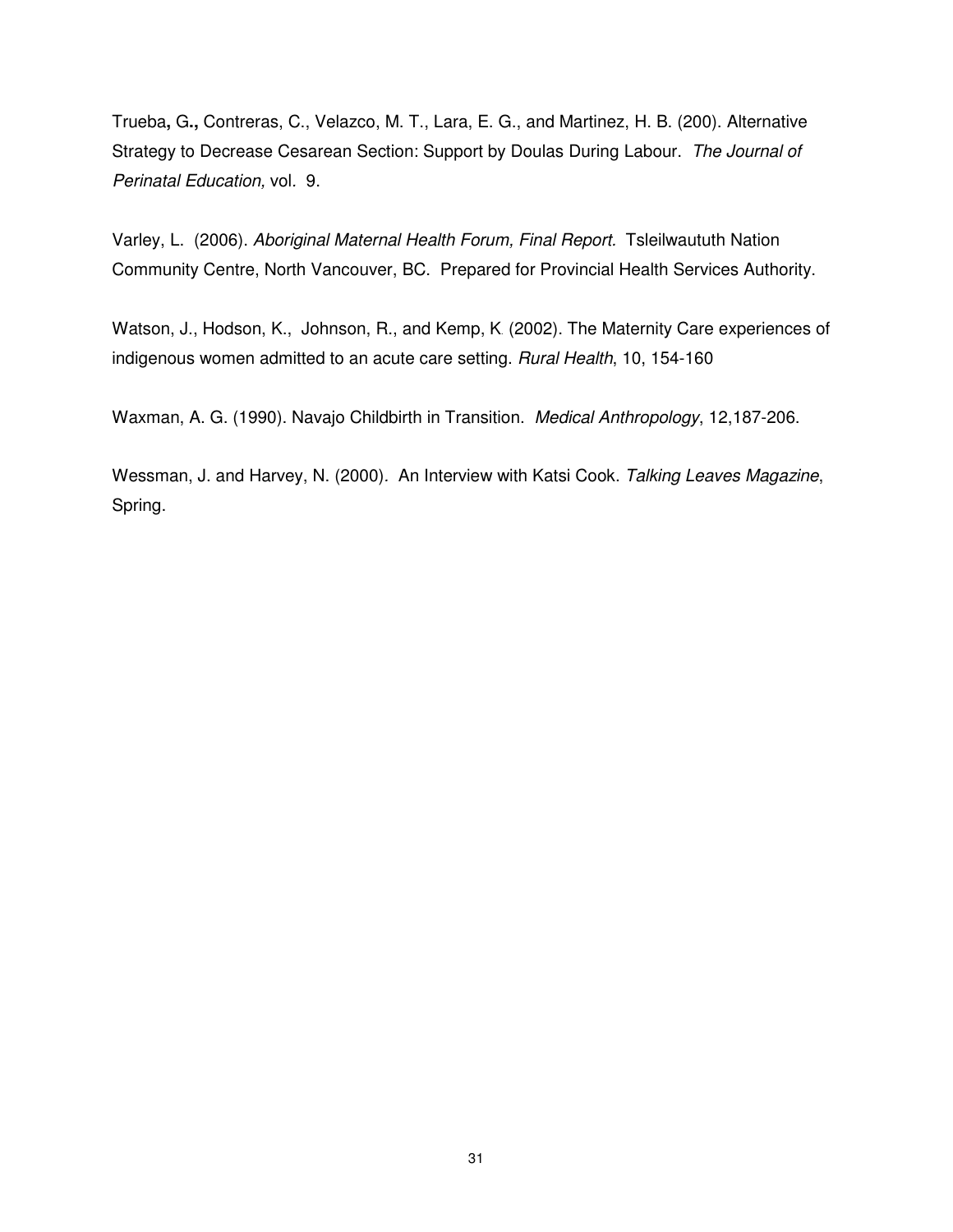Trueba**,** G**.,** Contreras, C., Velazco, M. T., Lara, E. G., and Martinez, H. B. (200). Alternative Strategy to Decrease Cesarean Section: Support by Doulas During Labour. *The Journal of Perinatal Education,* vol. 9.

Varley, L. (2006). *Aboriginal Maternal Health Forum, Final Report.* Tsleilwaututh Nation Community Centre, North Vancouver, BC. Prepared for Provincial Health Services Authority.

Watson, J., Hodson, K., Johnson, R., and Kemp, K. (2002). The Maternity Care experiences of indigenous women admitted to an acute care setting. *Rural Health*, 10, 154-160

Waxman, A. G. (1990). Navajo Childbirth in Transition. *Medical Anthropology*, 12,187-206.

Wessman, J. and Harvey, N. (2000). An Interview with Katsi Cook. *Talking Leaves Magazine*, Spring.